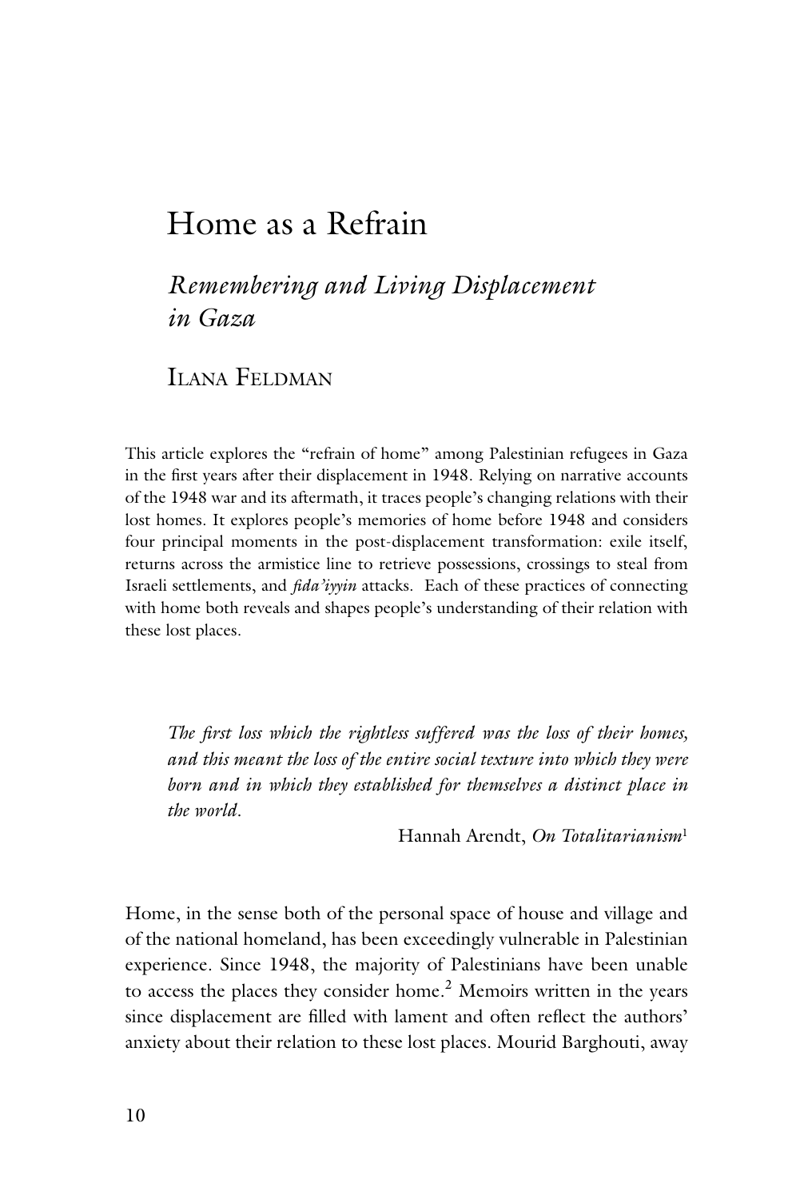# Home as a Refrain

## *Remembering and Living Displacement in Gaza*

### Ilana Feldman

This article explores the "refrain of home" among Palestinian refugees in Gaza in the first years after their displacement in 1948. Relying on narrative accounts of the 1948 war and its aftermath, it traces people's changing relations with their lost homes. It explores people's memories of home before 1948 and considers four principal moments in the post-displacement transformation: exile itself, returns across the armistice line to retrieve possessions, crossings to steal from Israeli settlements, and *fida'iyyin* attacks. Each of these practices of connecting with home both reveals and shapes people's understanding of their relation with these lost places.

> *The first loss which the rightless suffered was the loss of their homes, and this meant the loss of the entire social texture into which they were born and in which they established for themselves a distinct place in the world.*
>
> Hannah Arendt, *On Totalitarianism*[1]

Home, in the sense both of the personal space of house and village and of the national homeland, has been exceedingly vulnerable in Palestinian experience. Since 1948, the majority of Palestinians have been unable to access the places they consider home.[2] Memoirs written in the years since displacement are filled with lament and often reflect the authors' anxiety about their relation to these lost places. Mourid Barghouti, away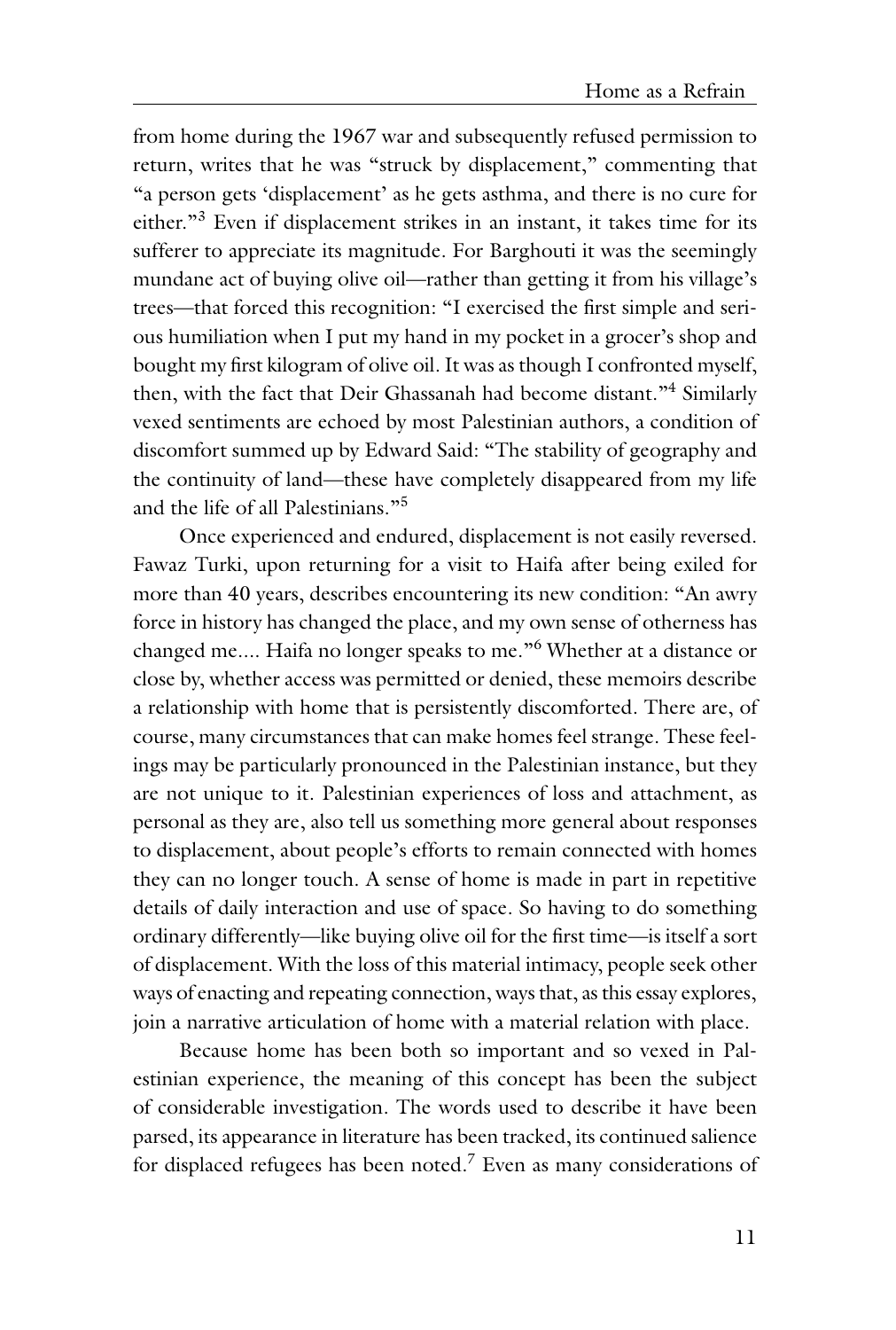from home during the 1967 war and subsequently refused permission to return, writes that he was "struck by displacement," commenting that "a person gets 'displacement' as he gets asthma, and there is no cure for either."[3] Even if displacement strikes in an instant, it takes time for its sufferer to appreciate its magnitude. For Barghouti it was the seemingly mundane act of buying olive oil—rather than getting it from his village's trees—that forced this recognition: "I exercised the first simple and serious humiliation when I put my hand in my pocket in a grocer's shop and bought my first kilogram of olive oil. It was as though I confronted myself, then, with the fact that Deir Ghassanah had become distant."[4] Similarly vexed sentiments are echoed by most Palestinian authors, a condition of discomfort summed up by Edward Said: "The stability of geography and the continuity of land—these have completely disappeared from my life and the life of all Palestinians."[5]

Once experienced and endured, displacement is not easily reversed. Fawaz Turki, upon returning for a visit to Haifa after being exiled for more than 40 years, describes encountering its new condition: "An awry force in history has changed the place, and my own sense of otherness has changed me.... Haifa no longer speaks to me."[6] Whether at a distance or close by, whether access was permitted or denied, these memoirs describe a relationship with home that is persistently discomforted. There are, of course, many circumstances that can make homes feel strange. These feelings may be particularly pronounced in the Palestinian instance, but they are not unique to it. Palestinian experiences of loss and attachment, as personal as they are, also tell us something more general about responses to displacement, about people's efforts to remain connected with homes they can no longer touch. A sense of home is made in part in repetitive details of daily interaction and use of space. So having to do something ordinary differently—like buying olive oil for the first time—is itself a sort of displacement. With the loss of this material intimacy, people seek other ways of enacting and repeating connection, ways that, as this essay explores, join a narrative articulation of home with a material relation with place.

Because home has been both so important and so vexed in Palestinian experience, the meaning of this concept has been the subject of considerable investigation. The words used to describe it have been parsed, its appearance in literature has been tracked, its continued salience for displaced refugees has been noted.[7] Even as many considerations of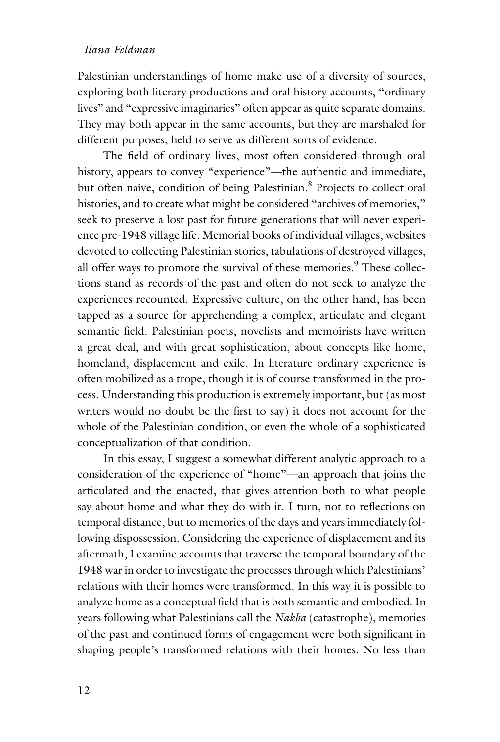Palestinian understandings of home make use of a diversity of sources, exploring both literary productions and oral history accounts, "ordinary lives" and "expressive imaginaries" often appear as quite separate domains. They may both appear in the same accounts, but they are marshaled for different purposes, held to serve as different sorts of evidence.

The field of ordinary lives, most often considered through oral history, appears to convey "experience"—the authentic and immediate, but often naive, condition of being Palestinian.[8] Projects to collect oral histories, and to create what might be considered "archives of memories," seek to preserve a lost past for future generations that will never experience pre-1948 village life. Memorial books of individual villages, websites devoted to collecting Palestinian stories, tabulations of destroyed villages, all offer ways to promote the survival of these memories.[9] These collections stand as records of the past and often do not seek to analyze the experiences recounted. Expressive culture, on the other hand, has been tapped as a source for apprehending a complex, articulate and elegant semantic field. Palestinian poets, novelists and memoirists have written a great deal, and with great sophistication, about concepts like home, homeland, displacement and exile. In literature ordinary experience is often mobilized as a trope, though it is of course transformed in the process. Understanding this production is extremely important, but (as most writers would no doubt be the first to say) it does not account for the whole of the Palestinian condition, or even the whole of a sophisticated conceptualization of that condition.

In this essay, I suggest a somewhat different analytic approach to a consideration of the experience of "home"—an approach that joins the articulated and the enacted, that gives attention both to what people say about home and what they do with it. I turn, not to reflections on temporal distance, but to memories of the days and years immediately following dispossession. Considering the experience of displacement and its aftermath, I examine accounts that traverse the temporal boundary of the 1948 war in order to investigate the processes through which Palestinians' relations with their homes were transformed. In this way it is possible to analyze home as a conceptual field that is both semantic and embodied. In years following what Palestinians call the *Nakba* (catastrophe), memories of the past and continued forms of engagement were both significant in shaping people's transformed relations with their homes. No less than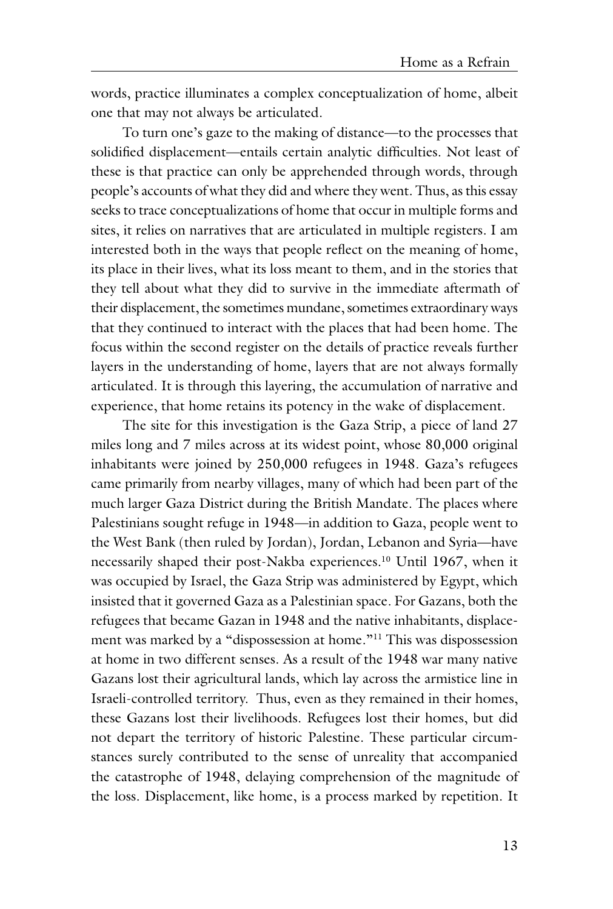words, practice illuminates a complex conceptualization of home, albeit one that may not always be articulated.

To turn one's gaze to the making of distance—to the processes that solidified displacement—entails certain analytic difficulties. Not least of these is that practice can only be apprehended through words, through people's accounts of what they did and where they went. Thus, as this essay seeks to trace conceptualizations of home that occur in multiple forms and sites, it relies on narratives that are articulated in multiple registers. I am interested both in the ways that people reflect on the meaning of home, its place in their lives, what its loss meant to them, and in the stories that they tell about what they did to survive in the immediate aftermath of their displacement, the sometimes mundane, sometimes extraordinary ways that they continued to interact with the places that had been home. The focus within the second register on the details of practice reveals further layers in the understanding of home, layers that are not always formally articulated. It is through this layering, the accumulation of narrative and experience, that home retains its potency in the wake of displacement.

The site for this investigation is the Gaza Strip, a piece of land 27 miles long and 7 miles across at its widest point, whose 80,000 original inhabitants were joined by 250,000 refugees in 1948. Gaza's refugees came primarily from nearby villages, many of which had been part of the much larger Gaza District during the British Mandate. The places where Palestinians sought refuge in 1948—in addition to Gaza, people went to the West Bank (then ruled by Jordan), Jordan, Lebanon and Syria—have necessarily shaped their post-Nakba experiences.[10] Until 1967, when it was occupied by Israel, the Gaza Strip was administered by Egypt, which insisted that it governed Gaza as a Palestinian space. For Gazans, both the refugees that became Gazan in 1948 and the native inhabitants, displacement was marked by a "dispossession at home."[11] This was dispossession at home in two different senses. As a result of the 1948 war many native Gazans lost their agricultural lands, which lay across the armistice line in Israeli-controlled territory. Thus, even as they remained in their homes, these Gazans lost their livelihoods. Refugees lost their homes, but did not depart the territory of historic Palestine. These particular circumstances surely contributed to the sense of unreality that accompanied the catastrophe of 1948, delaying comprehension of the magnitude of the loss. Displacement, like home, is a process marked by repetition. It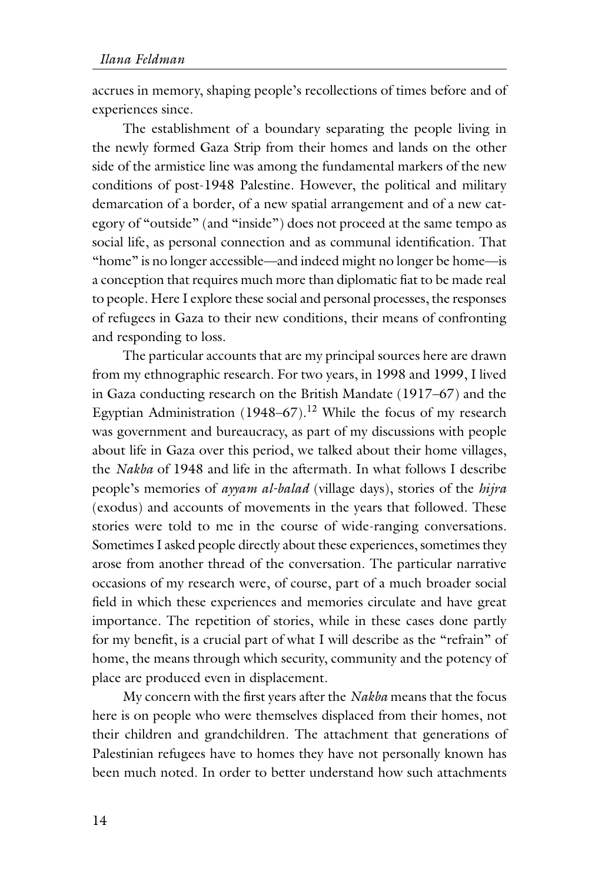accrues in memory, shaping people's recollections of times before and of experiences since.

The establishment of a boundary separating the people living in the newly formed Gaza Strip from their homes and lands on the other side of the armistice line was among the fundamental markers of the new conditions of post-1948 Palestine. However, the political and military demarcation of a border, of a new spatial arrangement and of a new category of "outside" (and "inside") does not proceed at the same tempo as social life, as personal connection and as communal identification. That "home" is no longer accessible—and indeed might no longer be home—is a conception that requires much more than diplomatic fiat to be made real to people. Here I explore these social and personal processes, the responses of refugees in Gaza to their new conditions, their means of confronting and responding to loss.

The particular accounts that are my principal sources here are drawn from my ethnographic research. For two years, in 1998 and 1999, I lived in Gaza conducting research on the British Mandate (1917–67) and the Egyptian Administration (1948–67).[12] While the focus of my research was government and bureaucracy, as part of my discussions with people about life in Gaza over this period, we talked about their home villages, the *Nakba* of 1948 and life in the aftermath. In what follows I describe people's memories of *ayyam al-balad* (village days), stories of the *hijra* (exodus) and accounts of movements in the years that followed. These stories were told to me in the course of wide-ranging conversations. Sometimes I asked people directly about these experiences, sometimes they arose from another thread of the conversation. The particular narrative occasions of my research were, of course, part of a much broader social field in which these experiences and memories circulate and have great importance. The repetition of stories, while in these cases done partly for my benefit, is a crucial part of what I will describe as the "refrain" of home, the means through which security, community and the potency of place are produced even in displacement.

My concern with the first years after the *Nakba* means that the focus here is on people who were themselves displaced from their homes, not their children and grandchildren. The attachment that generations of Palestinian refugees have to homes they have not personally known has been much noted. In order to better understand how such attachments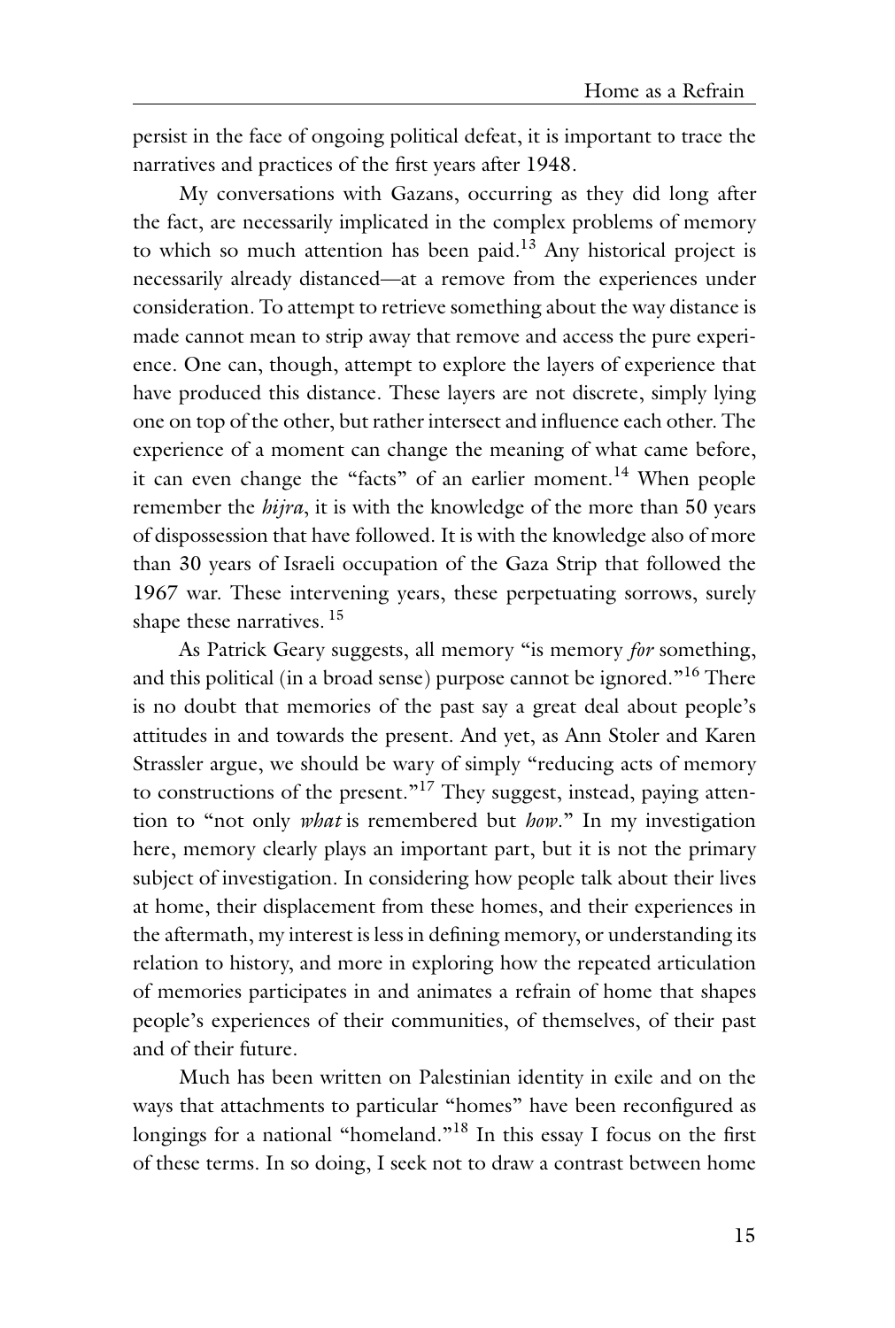persist in the face of ongoing political defeat, it is important to trace the narratives and practices of the first years after 1948.

My conversations with Gazans, occurring as they did long after the fact, are necessarily implicated in the complex problems of memory to which so much attention has been paid.[13] Any historical project is necessarily already distanced—at a remove from the experiences under consideration. To attempt to retrieve something about the way distance is made cannot mean to strip away that remove and access the pure experience. One can, though, attempt to explore the layers of experience that have produced this distance. These layers are not discrete, simply lying one on top of the other, but rather intersect and influence each other. The experience of a moment can change the meaning of what came before, it can even change the "facts" of an earlier moment.[14] When people remember the *hijra*, it is with the knowledge of the more than 50 years of dispossession that have followed. It is with the knowledge also of more than 30 years of Israeli occupation of the Gaza Strip that followed the 1967 war. These intervening years, these perpetuating sorrows, surely shape these narratives.[15]

As Patrick Geary suggests, all memory "is memory *for* something, and this political (in a broad sense) purpose cannot be ignored."[16] There is no doubt that memories of the past say a great deal about people's attitudes in and towards the present. And yet, as Ann Stoler and Karen Strassler argue, we should be wary of simply "reducing acts of memory to constructions of the present."[17] They suggest, instead, paying attention to "not only *what* is remembered but *how*." In my investigation here, memory clearly plays an important part, but it is not the primary subject of investigation. In considering how people talk about their lives at home, their displacement from these homes, and their experiences in the aftermath, my interest is less in defining memory, or understanding its relation to history, and more in exploring how the repeated articulation of memories participates in and animates a refrain of home that shapes people's experiences of their communities, of themselves, of their past and of their future.

Much has been written on Palestinian identity in exile and on the ways that attachments to particular "homes" have been reconfigured as longings for a national "homeland."[18] In this essay I focus on the first of these terms. In so doing, I seek not to draw a contrast between home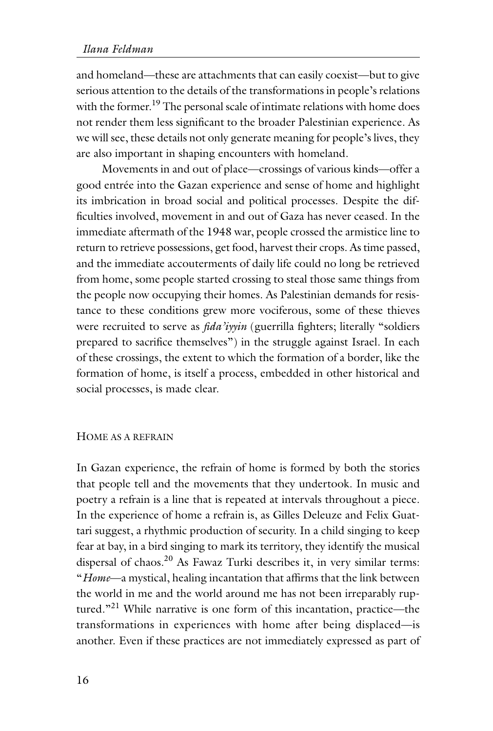and homeland—these are attachments that can easily coexist—but to give serious attention to the details of the transformations in people's relations with the former.[19] The personal scale of intimate relations with home does not render them less significant to the broader Palestinian experience. As we will see, these details not only generate meaning for people's lives, they are also important in shaping encounters with homeland.

Movements in and out of place—crossings of various kinds—offer a good entrée into the Gazan experience and sense of home and highlight its imbrication in broad social and political processes. Despite the difficulties involved, movement in and out of Gaza has never ceased. In the immediate aftermath of the 1948 war, people crossed the armistice line to return to retrieve possessions, get food, harvest their crops. As time passed, and the immediate accouterments of daily life could no long be retrieved from home, some people started crossing to steal those same things from the people now occupying their homes. As Palestinian demands for resistance to these conditions grew more vociferous, some of these thieves were recruited to serve as *fida'iyyin* (guerrilla fighters; literally "soldiers prepared to sacrifice themselves") in the struggle against Israel. In each of these crossings, the extent to which the formation of a border, like the formation of home, is itself a process, embedded in other historical and social processes, is made clear.

## Home as a refrain

In Gazan experience, the refrain of home is formed by both the stories that people tell and the movements that they undertook. In music and poetry a refrain is a line that is repeated at intervals throughout a piece. In the experience of home a refrain is, as Gilles Deleuze and Felix Guattari suggest, a rhythmic production of security. In a child singing to keep fear at bay, in a bird singing to mark its territory, they identify the musical dispersal of chaos.[20] As Fawaz Turki describes it, in very similar terms: "*Home*—a mystical, healing incantation that affirms that the link between the world in me and the world around me has not been irreparably ruptured."[21] While narrative is one form of this incantation, practice—the transformations in experiences with home after being displaced—is another. Even if these practices are not immediately expressed as part of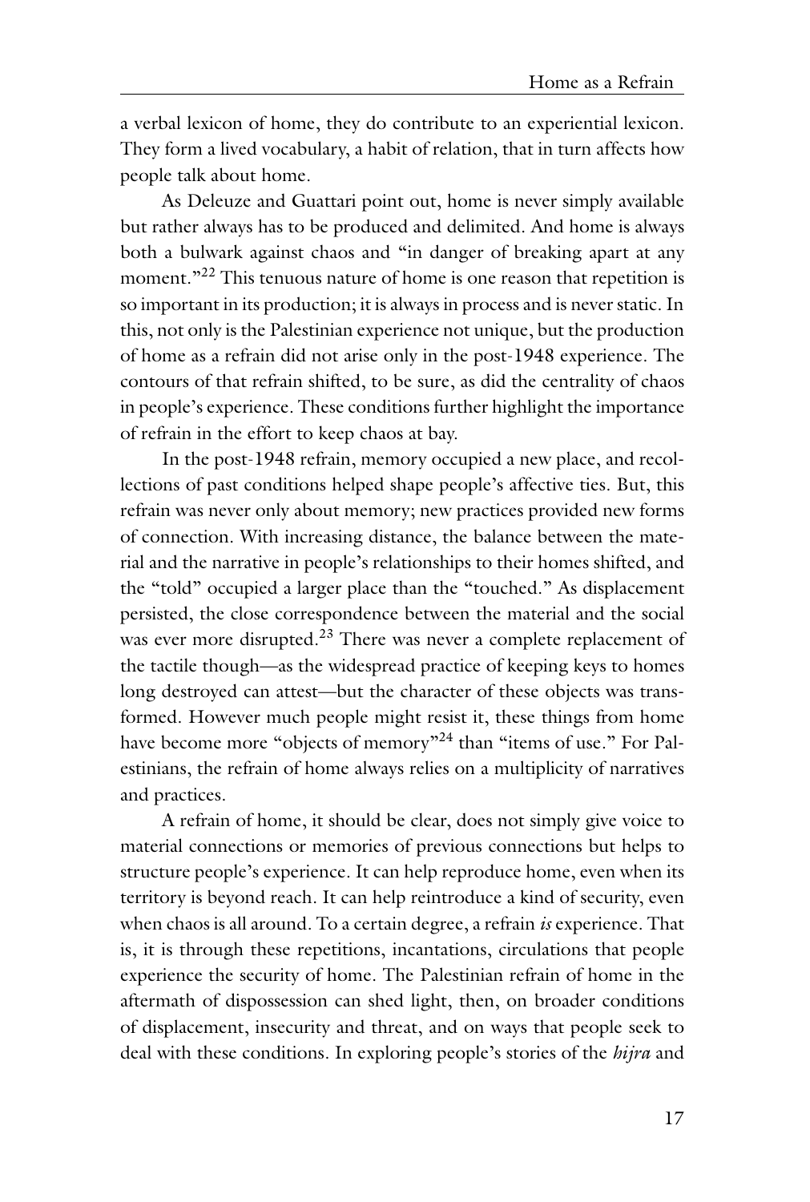a verbal lexicon of home, they do contribute to an experiential lexicon. They form a lived vocabulary, a habit of relation, that in turn affects how people talk about home.

As Deleuze and Guattari point out, home is never simply available but rather always has to be produced and delimited. And home is always both a bulwark against chaos and "in danger of breaking apart at any moment."[22] This tenuous nature of home is one reason that repetition is so important in its production; it is always in process and is never static. In this, not only is the Palestinian experience not unique, but the production of home as a refrain did not arise only in the post-1948 experience. The contours of that refrain shifted, to be sure, as did the centrality of chaos in people's experience. These conditions further highlight the importance of refrain in the effort to keep chaos at bay.

In the post-1948 refrain, memory occupied a new place, and recollections of past conditions helped shape people's affective ties. But, this refrain was never only about memory; new practices provided new forms of connection. With increasing distance, the balance between the material and the narrative in people's relationships to their homes shifted, and the "told" occupied a larger place than the "touched." As displacement persisted, the close correspondence between the material and the social was ever more disrupted.[23] There was never a complete replacement of the tactile though—as the widespread practice of keeping keys to homes long destroyed can attest—but the character of these objects was transformed. However much people might resist it, these things from home have become more "objects of memory"[24] than "items of use." For Palestinians, the refrain of home always relies on a multiplicity of narratives and practices.

A refrain of home, it should be clear, does not simply give voice to material connections or memories of previous connections but helps to structure people's experience. It can help reproduce home, even when its territory is beyond reach. It can help reintroduce a kind of security, even when chaos is all around. To a certain degree, a refrain *is* experience. That is, it is through these repetitions, incantations, circulations that people experience the security of home. The Palestinian refrain of home in the aftermath of dispossession can shed light, then, on broader conditions of displacement, insecurity and threat, and on ways that people seek to deal with these conditions. In exploring people's stories of the *hijra* and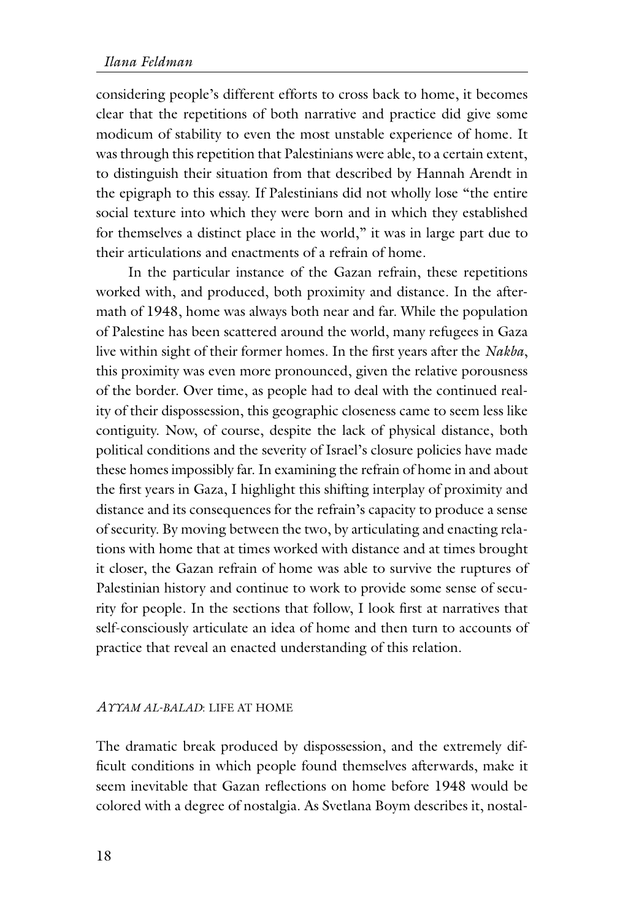considering people's different efforts to cross back to home, it becomes clear that the repetitions of both narrative and practice did give some modicum of stability to even the most unstable experience of home. It was through this repetition that Palestinians were able, to a certain extent, to distinguish their situation from that described by Hannah Arendt in the epigraph to this essay. If Palestinians did not wholly lose "the entire social texture into which they were born and in which they established for themselves a distinct place in the world," it was in large part due to their articulations and enactments of a refrain of home.

In the particular instance of the Gazan refrain, these repetitions worked with, and produced, both proximity and distance. In the aftermath of 1948, home was always both near and far. While the population of Palestine has been scattered around the world, many refugees in Gaza live within sight of their former homes. In the first years after the *Nakba*, this proximity was even more pronounced, given the relative porousness of the border. Over time, as people had to deal with the continued reality of their dispossession, this geographic closeness came to seem less like contiguity. Now, of course, despite the lack of physical distance, both political conditions and the severity of Israel's closure policies have made these homes impossibly far. In examining the refrain of home in and about the first years in Gaza, I highlight this shifting interplay of proximity and distance and its consequences for the refrain's capacity to produce a sense of security. By moving between the two, by articulating and enacting relations with home that at times worked with distance and at times brought it closer, the Gazan refrain of home was able to survive the ruptures of Palestinian history and continue to work to provide some sense of security for people. In the sections that follow, I look first at narratives that self-consciously articulate an idea of home and then turn to accounts of practice that reveal an enacted understanding of this relation.

## *AYYAM AL-BALAD*: LIFE AT HOME

The dramatic break produced by dispossession, and the extremely difficult conditions in which people found themselves afterwards, make it seem inevitable that Gazan reflections on home before 1948 would be colored with a degree of nostalgia. As Svetlana Boym describes it, nostal-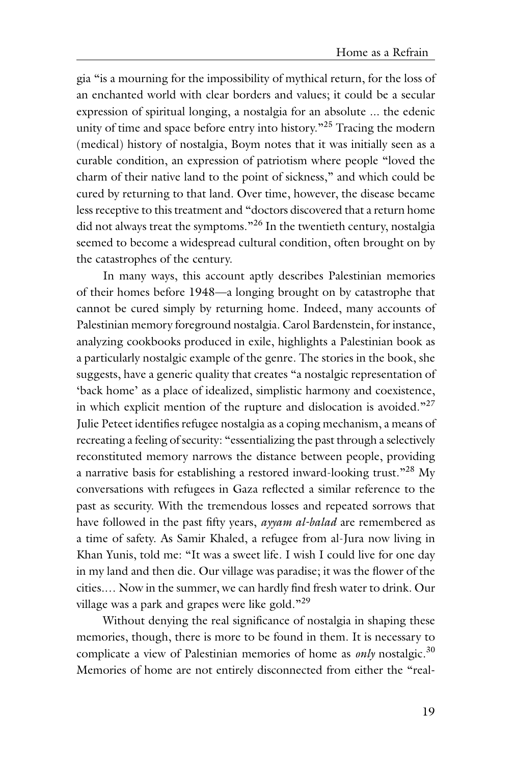gia "is a mourning for the impossibility of mythical return, for the loss of an enchanted world with clear borders and values; it could be a secular expression of spiritual longing, a nostalgia for an absolute ... the edenic unity of time and space before entry into history."[25] Tracing the modern (medical) history of nostalgia, Boym notes that it was initially seen as a curable condition, an expression of patriotism where people "loved the charm of their native land to the point of sickness," and which could be cured by returning to that land. Over time, however, the disease became less receptive to this treatment and "doctors discovered that a return home did not always treat the symptoms."[26] In the twentieth century, nostalgia seemed to become a widespread cultural condition, often brought on by the catastrophes of the century.

In many ways, this account aptly describes Palestinian memories of their homes before 1948—a longing brought on by catastrophe that cannot be cured simply by returning home. Indeed, many accounts of Palestinian memory foreground nostalgia. Carol Bardenstein, for instance, analyzing cookbooks produced in exile, highlights a Palestinian book as a particularly nostalgic example of the genre. The stories in the book, she suggests, have a generic quality that creates "a nostalgic representation of 'back home' as a place of idealized, simplistic harmony and coexistence, in which explicit mention of the rupture and dislocation is avoided."[27] Julie Peteet identifies refugee nostalgia as a coping mechanism, a means of recreating a feeling of security: "essentializing the past through a selectively reconstituted memory narrows the distance between people, providing a narrative basis for establishing a restored inward-looking trust."[28] My conversations with refugees in Gaza reflected a similar reference to the past as security. With the tremendous losses and repeated sorrows that have followed in the past fifty years, *ayyam al-balad* are remembered as a time of safety. As Samir Khaled, a refugee from al-Jura now living in Khan Yunis, told me: "It was a sweet life. I wish I could live for one day in my land and then die. Our village was paradise; it was the flower of the cities.… Now in the summer, we can hardly find fresh water to drink. Our village was a park and grapes were like gold."[29]

Without denying the real significance of nostalgia in shaping these memories, though, there is more to be found in them. It is necessary to complicate a view of Palestinian memories of home as *only* nostalgic.[30] Memories of home are not entirely disconnected from either the "real-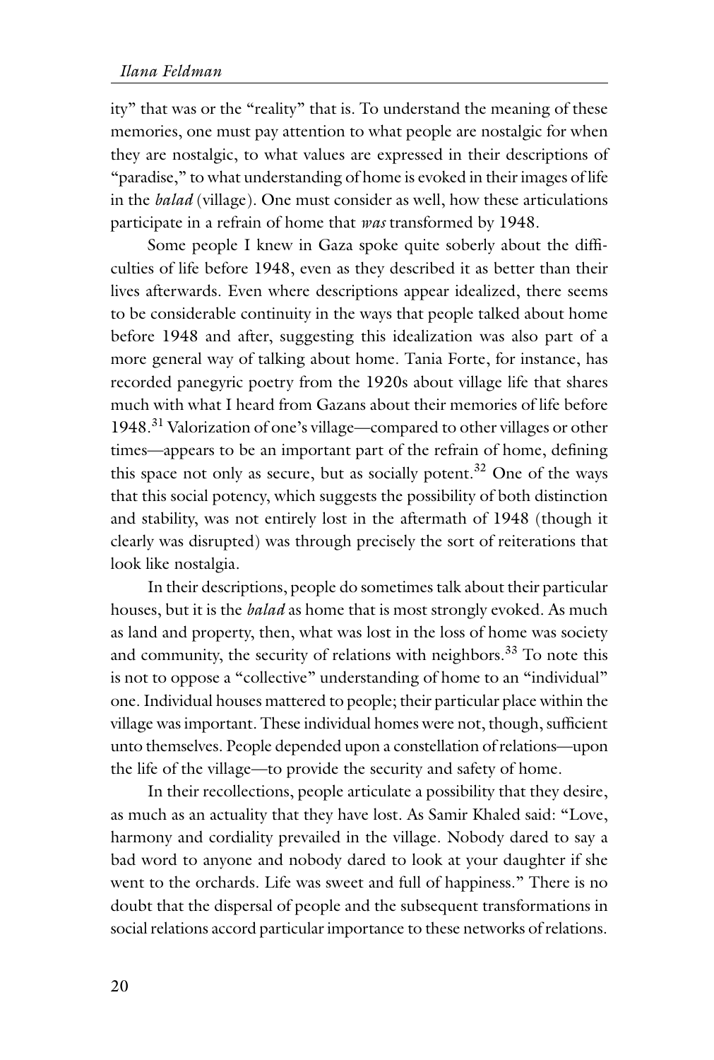ity" that was or the "reality" that is. To understand the meaning of these memories, one must pay attention to what people are nostalgic for when they are nostalgic, to what values are expressed in their descriptions of "paradise," to what understanding of home is evoked in their images of life in the *balad* (village). One must consider as well, how these articulations participate in a refrain of home that *was* transformed by 1948.

Some people I knew in Gaza spoke quite soberly about the difficulties of life before 1948, even as they described it as better than their lives afterwards. Even where descriptions appear idealized, there seems to be considerable continuity in the ways that people talked about home before 1948 and after, suggesting this idealization was also part of a more general way of talking about home. Tania Forte, for instance, has recorded panegyric poetry from the 1920s about village life that shares much with what I heard from Gazans about their memories of life before 1948.[31] Valorization of one's village—compared to other villages or other times—appears to be an important part of the refrain of home, defining this space not only as secure, but as socially potent.[32] One of the ways that this social potency, which suggests the possibility of both distinction and stability, was not entirely lost in the aftermath of 1948 (though it clearly was disrupted) was through precisely the sort of reiterations that look like nostalgia.

In their descriptions, people do sometimes talk about their particular houses, but it is the *balad* as home that is most strongly evoked. As much as land and property, then, what was lost in the loss of home was society and community, the security of relations with neighbors.[33] To note this is not to oppose a "collective" understanding of home to an "individual" one. Individual houses mattered to people; their particular place within the village was important. These individual homes were not, though, sufficient unto themselves. People depended upon a constellation of relations—upon the life of the village—to provide the security and safety of home.

In their recollections, people articulate a possibility that they desire, as much as an actuality that they have lost. As Samir Khaled said: "Love, harmony and cordiality prevailed in the village. Nobody dared to say a bad word to anyone and nobody dared to look at your daughter if she went to the orchards. Life was sweet and full of happiness." There is no doubt that the dispersal of people and the subsequent transformations in social relations accord particular importance to these networks of relations.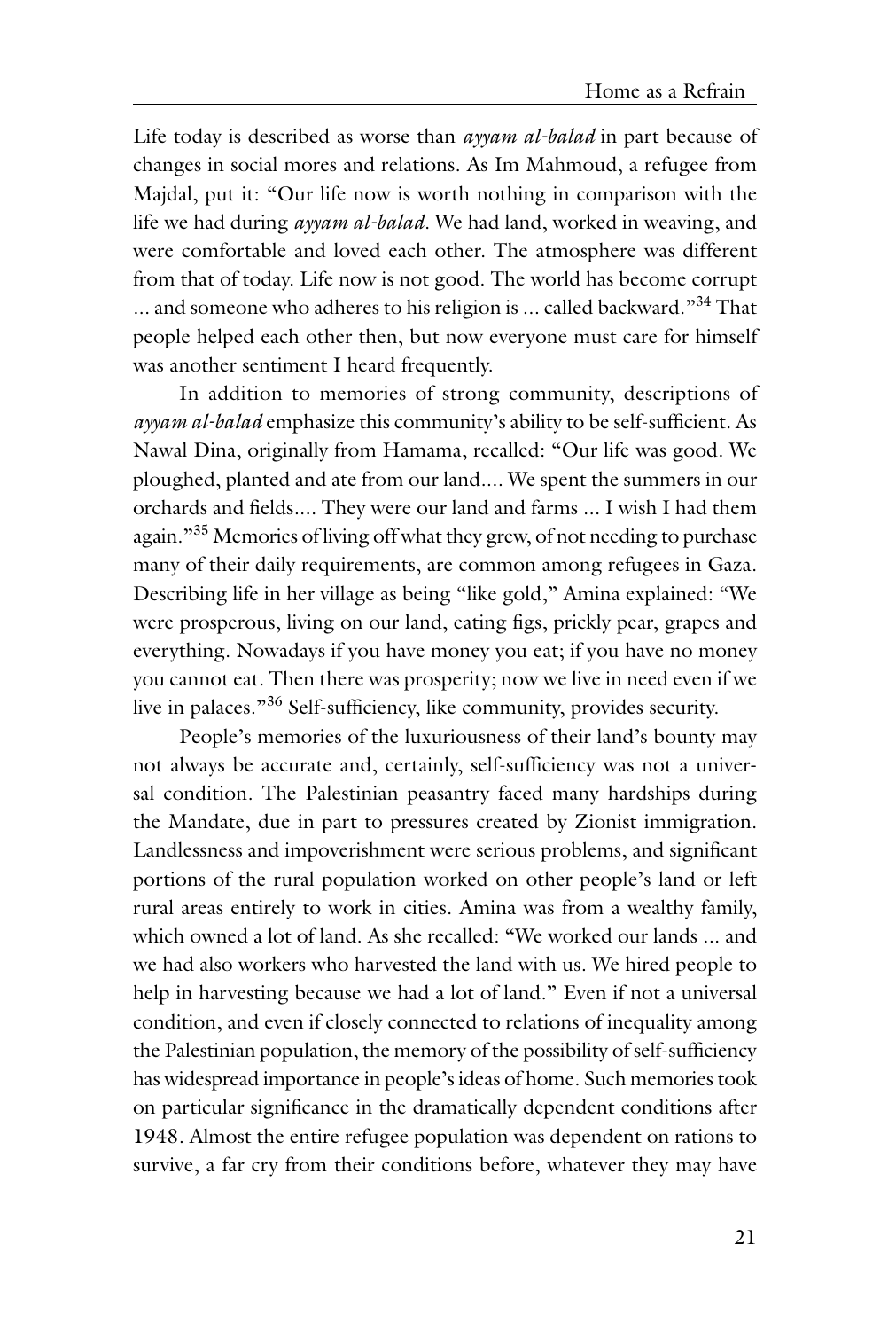Life today is described as worse than *ayyam al-balad* in part because of changes in social mores and relations. As Im Mahmoud, a refugee from Majdal, put it: "Our life now is worth nothing in comparison with the life we had during *ayyam al-balad*. We had land, worked in weaving, and were comfortable and loved each other. The atmosphere was different from that of today. Life now is not good. The world has become corrupt ... and someone who adheres to his religion is ... called backward."[34] That people helped each other then, but now everyone must care for himself was another sentiment I heard frequently.

In addition to memories of strong community, descriptions of *ayyam al-balad* emphasize this community's ability to be self-sufficient. As Nawal Dina, originally from Hamama, recalled: "Our life was good. We ploughed, planted and ate from our land.... We spent the summers in our orchards and fields.... They were our land and farms ... I wish I had them again."[35] Memories of living off what they grew, of not needing to purchase many of their daily requirements, are common among refugees in Gaza. Describing life in her village as being "like gold," Amina explained: "We were prosperous, living on our land, eating figs, prickly pear, grapes and everything. Nowadays if you have money you eat; if you have no money you cannot eat. Then there was prosperity; now we live in need even if we live in palaces."[36] Self-sufficiency, like community, provides security.

People's memories of the luxuriousness of their land's bounty may not always be accurate and, certainly, self-sufficiency was not a universal condition. The Palestinian peasantry faced many hardships during the Mandate, due in part to pressures created by Zionist immigration. Landlessness and impoverishment were serious problems, and significant portions of the rural population worked on other people's land or left rural areas entirely to work in cities. Amina was from a wealthy family, which owned a lot of land. As she recalled: "We worked our lands ... and we had also workers who harvested the land with us. We hired people to help in harvesting because we had a lot of land." Even if not a universal condition, and even if closely connected to relations of inequality among the Palestinian population, the memory of the possibility of self-sufficiency has widespread importance in people's ideas of home. Such memories took on particular significance in the dramatically dependent conditions after 1948. Almost the entire refugee population was dependent on rations to survive, a far cry from their conditions before, whatever they may have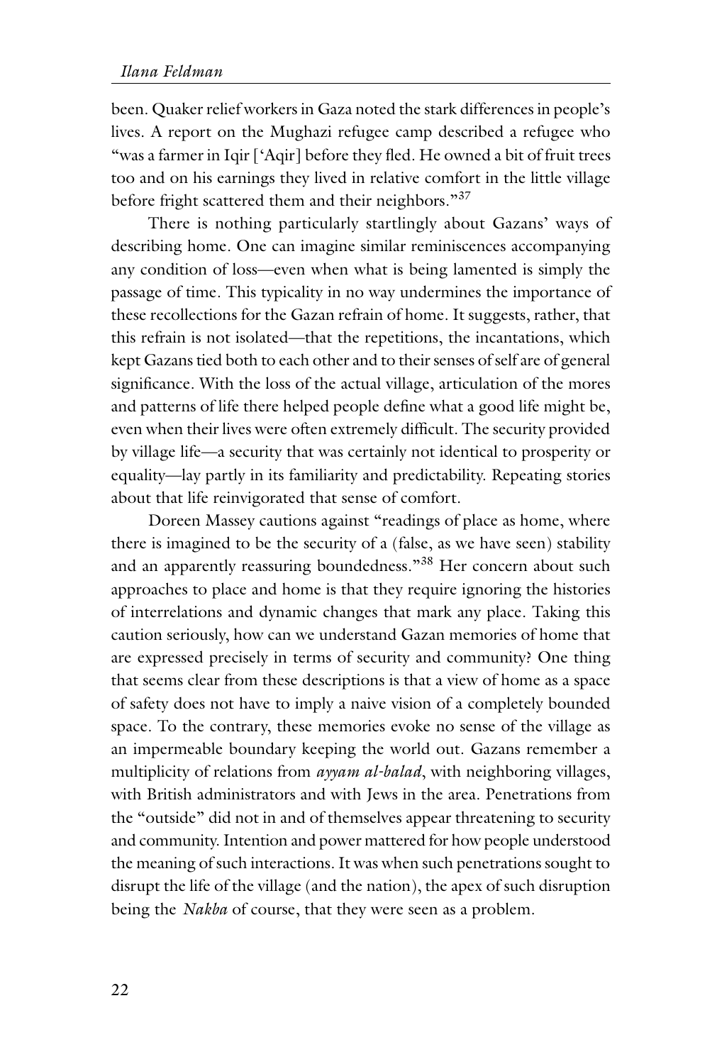been. Quaker relief workers in Gaza noted the stark differences in people's lives. A report on the Mughazi refugee camp described a refugee who "was a farmer in Iqir ['Aqir] before they fled. He owned a bit of fruit trees too and on his earnings they lived in relative comfort in the little village before fright scattered them and their neighbors."[37]

There is nothing particularly startlingly about Gazans' ways of describing home. One can imagine similar reminiscences accompanying any condition of loss—even when what is being lamented is simply the passage of time. This typicality in no way undermines the importance of these recollections for the Gazan refrain of home. It suggests, rather, that this refrain is not isolated—that the repetitions, the incantations, which kept Gazans tied both to each other and to their senses of self are of general significance. With the loss of the actual village, articulation of the mores and patterns of life there helped people define what a good life might be, even when their lives were often extremely difficult. The security provided by village life—a security that was certainly not identical to prosperity or equality—lay partly in its familiarity and predictability. Repeating stories about that life reinvigorated that sense of comfort.

Doreen Massey cautions against "readings of place as home, where there is imagined to be the security of a (false, as we have seen) stability and an apparently reassuring boundedness."[38] Her concern about such approaches to place and home is that they require ignoring the histories of interrelations and dynamic changes that mark any place. Taking this caution seriously, how can we understand Gazan memories of home that are expressed precisely in terms of security and community? One thing that seems clear from these descriptions is that a view of home as a space of safety does not have to imply a naive vision of a completely bounded space. To the contrary, these memories evoke no sense of the village as an impermeable boundary keeping the world out. Gazans remember a multiplicity of relations from *ayyam al-balad*, with neighboring villages, with British administrators and with Jews in the area. Penetrations from the "outside" did not in and of themselves appear threatening to security and community. Intention and power mattered for how people understood the meaning of such interactions. It was when such penetrations sought to disrupt the life of the village (and the nation), the apex of such disruption being the *Nakba* of course, that they were seen as a problem.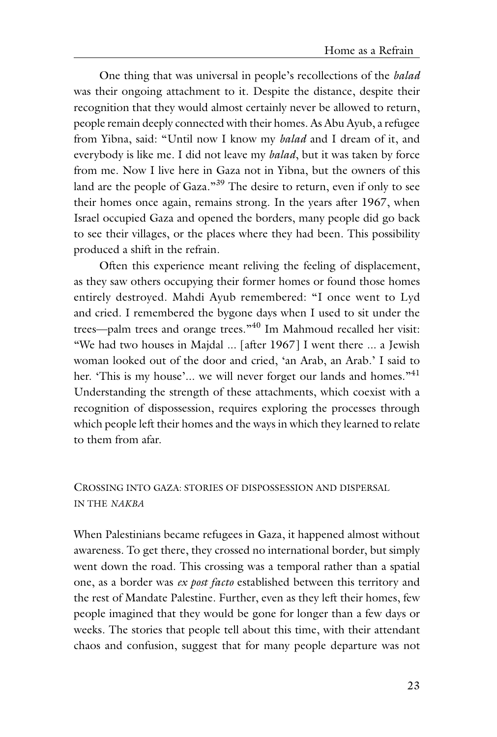One thing that was universal in people's recollections of the *balad* was their ongoing attachment to it. Despite the distance, despite their recognition that they would almost certainly never be allowed to return, people remain deeply connected with their homes. As Abu Ayub, a refugee from Yibna, said: "Until now I know my *balad* and I dream of it, and everybody is like me. I did not leave my *balad*, but it was taken by force from me. Now I live here in Gaza not in Yibna, but the owners of this land are the people of Gaza."[39] The desire to return, even if only to see their homes once again, remains strong. In the years after 1967, when Israel occupied Gaza and opened the borders, many people did go back to see their villages, or the places where they had been. This possibility produced a shift in the refrain.

Often this experience meant reliving the feeling of displacement, as they saw others occupying their former homes or found those homes entirely destroyed. Mahdi Ayub remembered: "I once went to Lyd and cried. I remembered the bygone days when I used to sit under the trees—palm trees and orange trees."[40] Im Mahmoud recalled her visit: "We had two houses in Majdal ... [after 1967] I went there ... a Jewish woman looked out of the door and cried, 'an Arab, an Arab.' I said to her. 'This is my house'... we will never forget our lands and homes."[41] Understanding the strength of these attachments, which coexist with a recognition of dispossession, requires exploring the processes through which people left their homes and the ways in which they learned to relate to them from afar.

## CROSSING INTO GAZA: STORIES OF DISPOSSESSION AND DISPERSAL IN THE *NAKBA*

When Palestinians became refugees in Gaza, it happened almost without awareness. To get there, they crossed no international border, but simply went down the road. This crossing was a temporal rather than a spatial one, as a border was *ex post facto* established between this territory and the rest of Mandate Palestine. Further, even as they left their homes, few people imagined that they would be gone for longer than a few days or weeks. The stories that people tell about this time, with their attendant chaos and confusion, suggest that for many people departure was not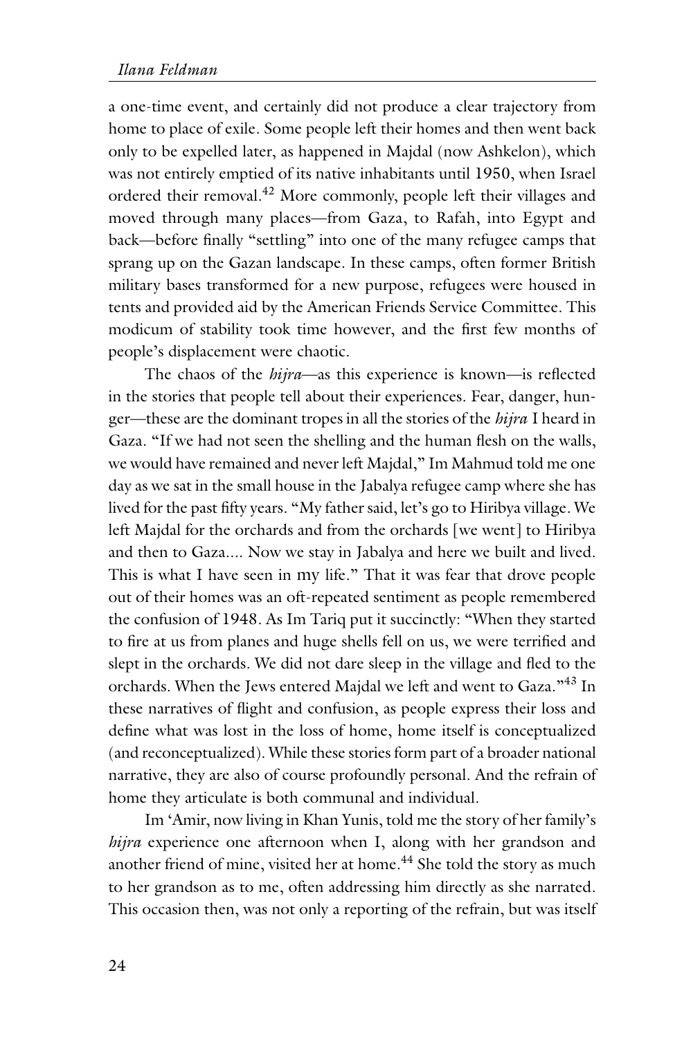a one-time event, and certainly did not produce a clear trajectory from home to place of exile. Some people left their homes and then went back only to be expelled later, as happened in Majdal (now Ashkelon), which was not entirely emptied of its native inhabitants until 1950, when Israel ordered their removal.[42] More commonly, people left their villages and moved through many places—from Gaza, to Rafah, into Egypt and back—before finally "settling" into one of the many refugee camps that sprang up on the Gazan landscape. In these camps, often former British military bases transformed for a new purpose, refugees were housed in tents and provided aid by the American Friends Service Committee. This modicum of stability took time however, and the first few months of people's displacement were chaotic.

The chaos of the *hijra*—as this experience is known—is reflected in the stories that people tell about their experiences. Fear, danger, hunger—these are the dominant tropes in all the stories of the *hijra* I heard in Gaza. "If we had not seen the shelling and the human flesh on the walls, we would have remained and never left Majdal," Im Mahmud told me one day as we sat in the small house in the Jabalya refugee camp where she has lived for the past fifty years. "My father said, let's go to Hiribya village. We left Majdal for the orchards and from the orchards [we went] to Hiribya and then to Gaza.... Now we stay in Jabalya and here we built and lived. This is what I have seen in my life." That it was fear that drove people out of their homes was an oft-repeated sentiment as people remembered the confusion of 1948. As Im Tariq put it succinctly: "When they started to fire at us from planes and huge shells fell on us, we were terrified and slept in the orchards. We did not dare sleep in the village and fled to the orchards. When the Jews entered Majdal we left and went to Gaza."[43] In these narratives of flight and confusion, as people express their loss and define what was lost in the loss of home, home itself is conceptualized (and reconceptualized). While these stories form part of a broader national narrative, they are also of course profoundly personal. And the refrain of home they articulate is both communal and individual.

Im 'Amir, now living in Khan Yunis, told me the story of her family's *hijra* experience one afternoon when I, along with her grandson and another friend of mine, visited her at home.[44] She told the story as much to her grandson as to me, often addressing him directly as she narrated. This occasion then, was not only a reporting of the refrain, but was itself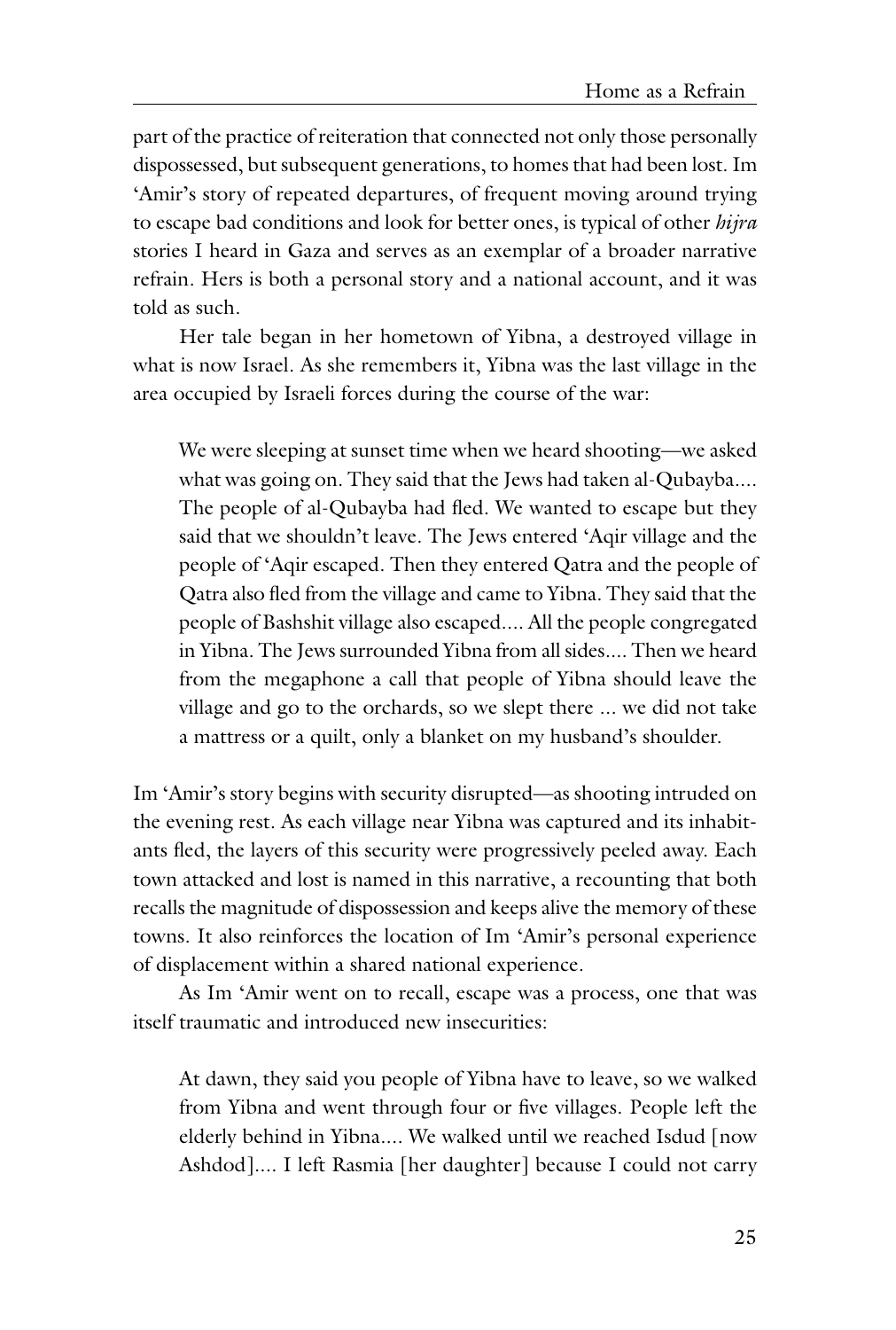part of the practice of reiteration that connected not only those personally dispossessed, but subsequent generations, to homes that had been lost. Im 'Amir's story of repeated departures, of frequent moving around trying to escape bad conditions and look for better ones, is typical of other *hijra* stories I heard in Gaza and serves as an exemplar of a broader narrative refrain. Hers is both a personal story and a national account, and it was told as such.

Her tale began in her hometown of Yibna, a destroyed village in what is now Israel. As she remembers it, Yibna was the last village in the area occupied by Israeli forces during the course of the war:

> We were sleeping at sunset time when we heard shooting—we asked what was going on. They said that the Jews had taken al-Qubayba.... The people of al-Qubayba had fled. We wanted to escape but they said that we shouldn't leave. The Jews entered 'Aqir village and the people of 'Aqir escaped. Then they entered Qatra and the people of Qatra also fled from the village and came to Yibna. They said that the people of Bashshit village also escaped.... All the people congregated in Yibna. The Jews surrounded Yibna from all sides.... Then we heard from the megaphone a call that people of Yibna should leave the village and go to the orchards, so we slept there ... we did not take a mattress or a quilt, only a blanket on my husband's shoulder.

Im 'Amir's story begins with security disrupted—as shooting intruded on the evening rest. As each village near Yibna was captured and its inhabitants fled, the layers of this security were progressively peeled away. Each town attacked and lost is named in this narrative, a recounting that both recalls the magnitude of dispossession and keeps alive the memory of these towns. It also reinforces the location of Im 'Amir's personal experience of displacement within a shared national experience.

As Im 'Amir went on to recall, escape was a process, one that was itself traumatic and introduced new insecurities:

> At dawn, they said you people of Yibna have to leave, so we walked from Yibna and went through four or five villages. People left the elderly behind in Yibna.... We walked until we reached Isdud [now Ashdod].... I left Rasmia [her daughter] because I could not carry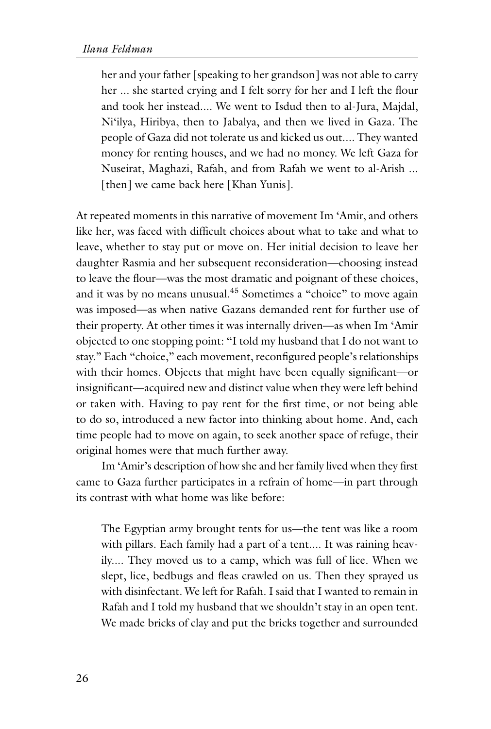> her and your father [speaking to her grandson] was not able to carry her ... she started crying and I felt sorry for her and I left the flour and took her instead.... We went to Isdud then to al-Jura, Majdal, Ni'ilya, Hiribya, then to Jabalya, and then we lived in Gaza. The people of Gaza did not tolerate us and kicked us out.... They wanted money for renting houses, and we had no money. We left Gaza for Nuseirat, Maghazi, Rafah, and from Rafah we went to al-Arish ... [then] we came back here [Khan Yunis].

At repeated moments in this narrative of movement Im 'Amir, and others like her, was faced with difficult choices about what to take and what to leave, whether to stay put or move on. Her initial decision to leave her daughter Rasmia and her subsequent reconsideration—choosing instead to leave the flour—was the most dramatic and poignant of these choices, and it was by no means unusual.[45] Sometimes a "choice" to move again was imposed—as when native Gazans demanded rent for further use of their property. At other times it was internally driven—as when Im 'Amir objected to one stopping point: "I told my husband that I do not want to stay." Each "choice," each movement, reconfigured people's relationships with their homes. Objects that might have been equally significant—or insignificant—acquired new and distinct value when they were left behind or taken with. Having to pay rent for the first time, or not being able to do so, introduced a new factor into thinking about home. And, each time people had to move on again, to seek another space of refuge, their original homes were that much further away.

Im 'Amir's description of how she and her family lived when they first came to Gaza further participates in a refrain of home—in part through its contrast with what home was like before:

> The Egyptian army brought tents for us—the tent was like a room with pillars. Each family had a part of a tent.... It was raining heavily.... They moved us to a camp, which was full of lice. When we slept, lice, bedbugs and fleas crawled on us. Then they sprayed us with disinfectant. We left for Rafah. I said that I wanted to remain in Rafah and I told my husband that we shouldn't stay in an open tent. We made bricks of clay and put the bricks together and surrounded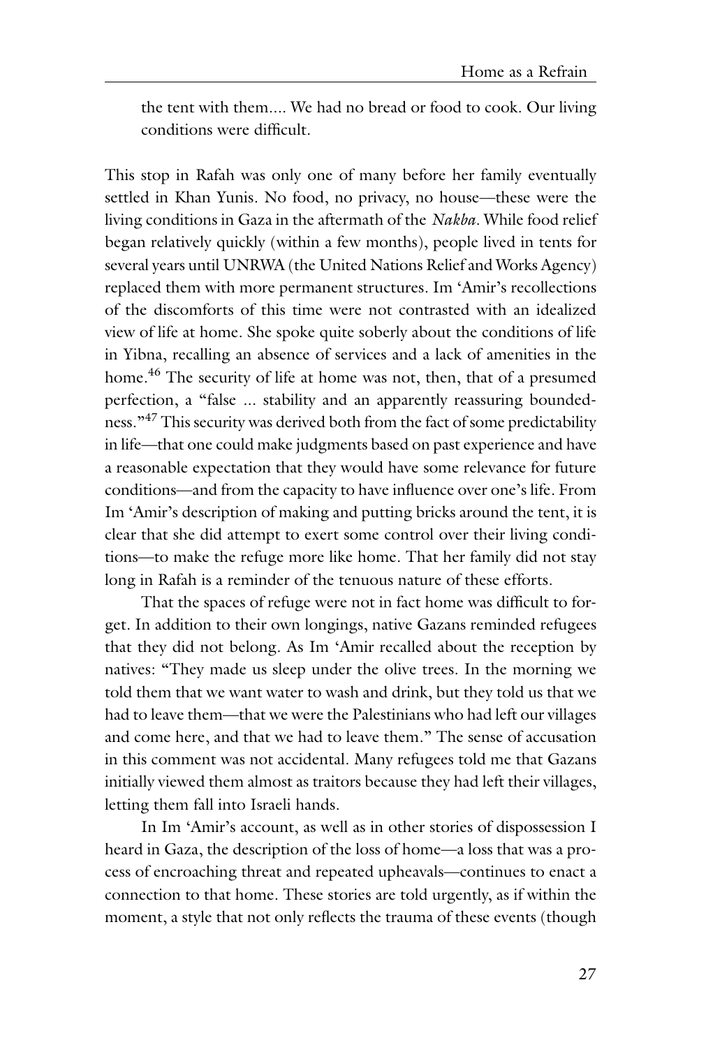the tent with them.... We had no bread or food to cook. Our living conditions were difficult.

This stop in Rafah was only one of many before her family eventually settled in Khan Yunis. No food, no privacy, no house—these were the living conditions in Gaza in the aftermath of the *Nakba*. While food relief began relatively quickly (within a few months), people lived in tents for several years until UNRWA (the United Nations Relief and Works Agency) replaced them with more permanent structures. Im ʻAmir's recollections of the discomforts of this time were not contrasted with an idealized view of life at home. She spoke quite soberly about the conditions of life in Yibna, recalling an absence of services and a lack of amenities in the home.[46] The security of life at home was not, then, that of a presumed perfection, a "false ... stability and an apparently reassuring boundedness."[47] This security was derived both from the fact of some predictability in life—that one could make judgments based on past experience and have a reasonable expectation that they would have some relevance for future conditions—and from the capacity to have influence over one's life. From Im ʻAmir's description of making and putting bricks around the tent, it is clear that she did attempt to exert some control over their living conditions—to make the refuge more like home. That her family did not stay long in Rafah is a reminder of the tenuous nature of these efforts.

That the spaces of refuge were not in fact home was difficult to forget. In addition to their own longings, native Gazans reminded refugees that they did not belong. As Im ʻAmir recalled about the reception by natives: "They made us sleep under the olive trees. In the morning we told them that we want water to wash and drink, but they told us that we had to leave them—that we were the Palestinians who had left our villages and come here, and that we had to leave them." The sense of accusation in this comment was not accidental. Many refugees told me that Gazans initially viewed them almost as traitors because they had left their villages, letting them fall into Israeli hands.

In Im ʻAmir's account, as well as in other stories of dispossession I heard in Gaza, the description of the loss of home—a loss that was a process of encroaching threat and repeated upheavals—continues to enact a connection to that home. These stories are told urgently, as if within the moment, a style that not only reflects the trauma of these events (though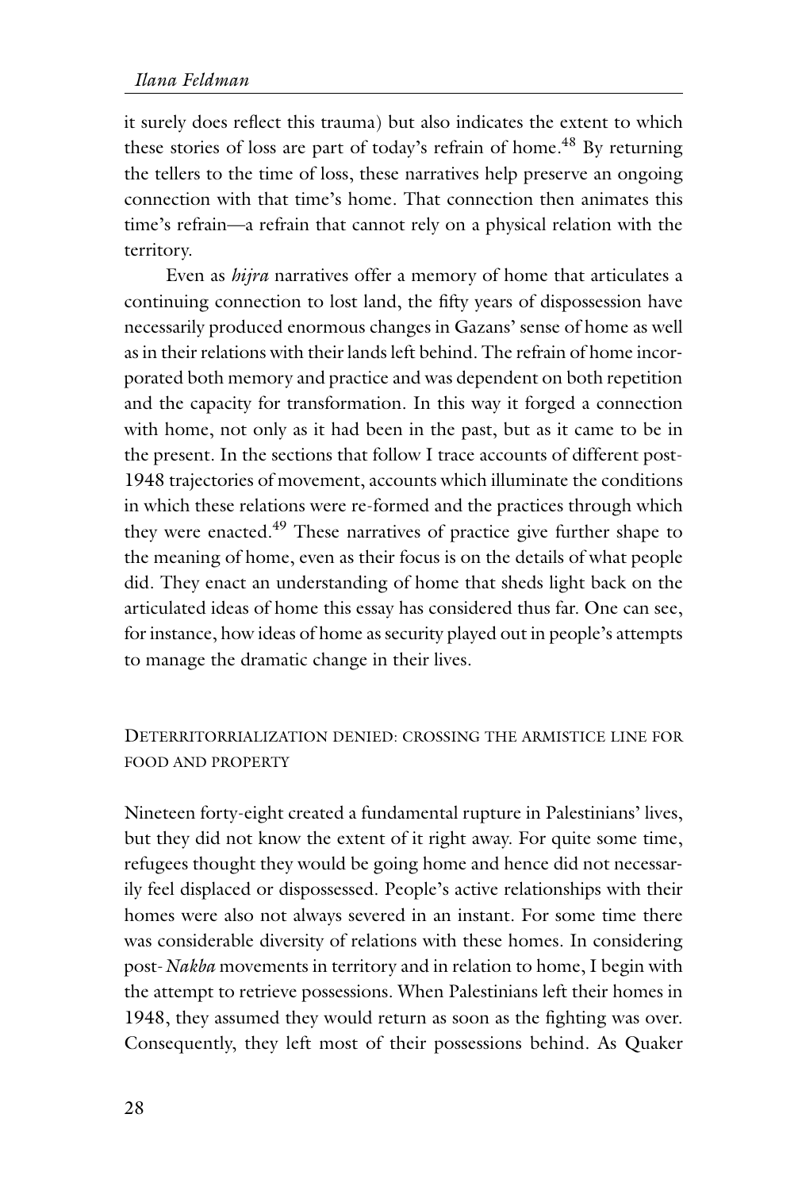it surely does reflect this trauma) but also indicates the extent to which these stories of loss are part of today's refrain of home.[48] By returning the tellers to the time of loss, these narratives help preserve an ongoing connection with that time's home. That connection then animates this time's refrain—a refrain that cannot rely on a physical relation with the territory.

Even as *hijra* narratives offer a memory of home that articulates a continuing connection to lost land, the fifty years of dispossession have necessarily produced enormous changes in Gazans' sense of home as well as in their relations with their lands left behind. The refrain of home incorporated both memory and practice and was dependent on both repetition and the capacity for transformation. In this way it forged a connection with home, not only as it had been in the past, but as it came to be in the present. In the sections that follow I trace accounts of different post-1948 trajectories of movement, accounts which illuminate the conditions in which these relations were re-formed and the practices through which they were enacted.[49] These narratives of practice give further shape to the meaning of home, even as their focus is on the details of what people did. They enact an understanding of home that sheds light back on the articulated ideas of home this essay has considered thus far. One can see, for instance, how ideas of home as security played out in people's attempts to manage the dramatic change in their lives.

## Deterritorrialization denied: crossing the armistice line for food and property

Nineteen forty-eight created a fundamental rupture in Palestinians' lives, but they did not know the extent of it right away. For quite some time, refugees thought they would be going home and hence did not necessarily feel displaced or dispossessed. People's active relationships with their homes were also not always severed in an instant. For some time there was considerable diversity of relations with these homes. In considering post-*Nakba* movements in territory and in relation to home, I begin with the attempt to retrieve possessions. When Palestinians left their homes in 1948, they assumed they would return as soon as the fighting was over. Consequently, they left most of their possessions behind. As Quaker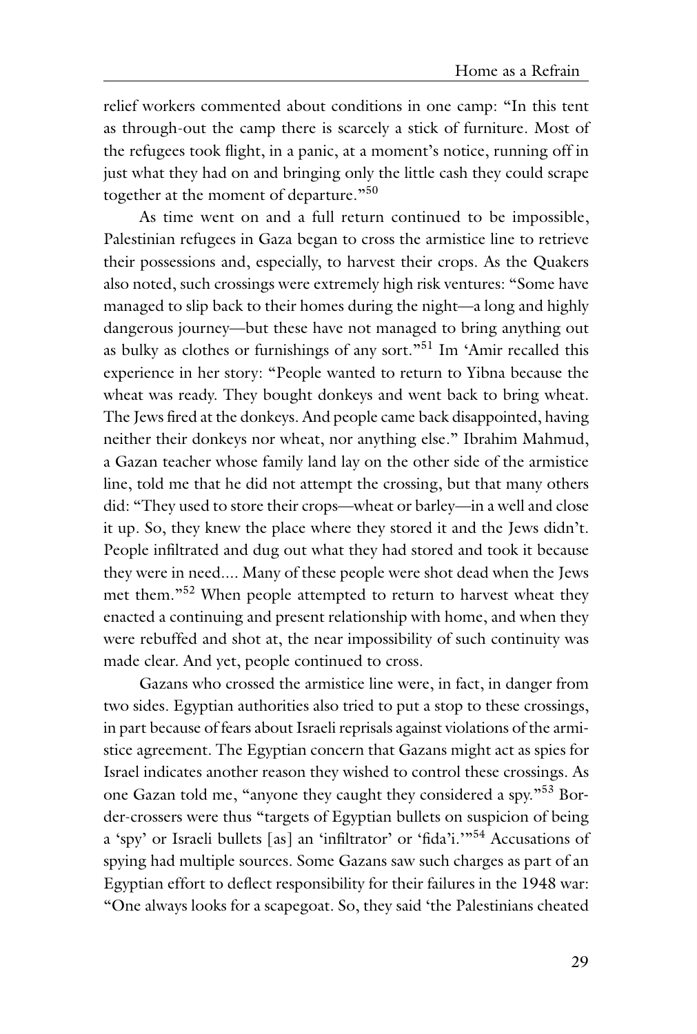relief workers commented about conditions in one camp: "In this tent as through-out the camp there is scarcely a stick of furniture. Most of the refugees took flight, in a panic, at a moment's notice, running off in just what they had on and bringing only the little cash they could scrape together at the moment of departure."[50]

As time went on and a full return continued to be impossible, Palestinian refugees in Gaza began to cross the armistice line to retrieve their possessions and, especially, to harvest their crops. As the Quakers also noted, such crossings were extremely high risk ventures: "Some have managed to slip back to their homes during the night—a long and highly dangerous journey—but these have not managed to bring anything out as bulky as clothes or furnishings of any sort."[51] Im 'Amir recalled this experience in her story: "People wanted to return to Yibna because the wheat was ready. They bought donkeys and went back to bring wheat. The Jews fired at the donkeys. And people came back disappointed, having neither their donkeys nor wheat, nor anything else." Ibrahim Mahmud, a Gazan teacher whose family land lay on the other side of the armistice line, told me that he did not attempt the crossing, but that many others did: "They used to store their crops—wheat or barley—in a well and close it up. So, they knew the place where they stored it and the Jews didn't. People infiltrated and dug out what they had stored and took it because they were in need.... Many of these people were shot dead when the Jews met them."[52] When people attempted to return to harvest wheat they enacted a continuing and present relationship with home, and when they were rebuffed and shot at, the near impossibility of such continuity was made clear. And yet, people continued to cross.

Gazans who crossed the armistice line were, in fact, in danger from two sides. Egyptian authorities also tried to put a stop to these crossings, in part because of fears about Israeli reprisals against violations of the armistice agreement. The Egyptian concern that Gazans might act as spies for Israel indicates another reason they wished to control these crossings. As one Gazan told me, "anyone they caught they considered a spy."[53] Border-crossers were thus "targets of Egyptian bullets on suspicion of being a 'spy' or Israeli bullets [as] an 'infiltrator' or 'fida'i.'"[54] Accusations of spying had multiple sources. Some Gazans saw such charges as part of an Egyptian effort to deflect responsibility for their failures in the 1948 war: "One always looks for a scapegoat. So, they said 'the Palestinians cheated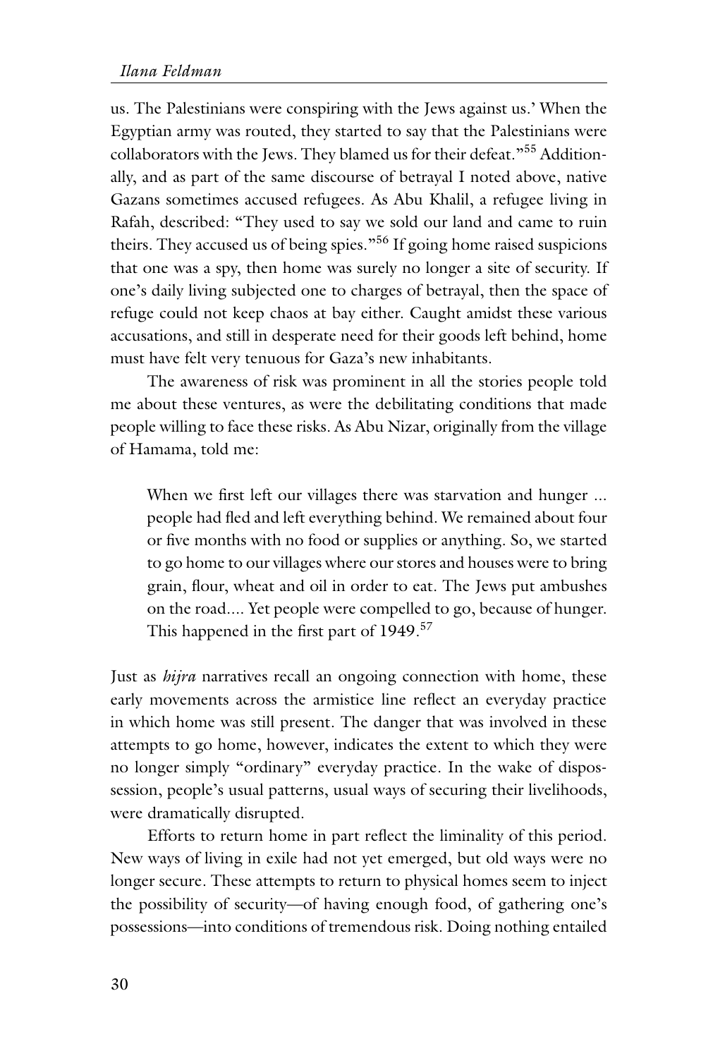us. The Palestinians were conspiring with the Jews against us.' When the Egyptian army was routed, they started to say that the Palestinians were collaborators with the Jews. They blamed us for their defeat."[55] Additionally, and as part of the same discourse of betrayal I noted above, native Gazans sometimes accused refugees. As Abu Khalil, a refugee living in Rafah, described: "They used to say we sold our land and came to ruin theirs. They accused us of being spies."[56] If going home raised suspicions that one was a spy, then home was surely no longer a site of security. If one's daily living subjected one to charges of betrayal, then the space of refuge could not keep chaos at bay either. Caught amidst these various accusations, and still in desperate need for their goods left behind, home must have felt very tenuous for Gaza's new inhabitants.

The awareness of risk was prominent in all the stories people told me about these ventures, as were the debilitating conditions that made people willing to face these risks. As Abu Nizar, originally from the village of Hamama, told me:

> When we first left our villages there was starvation and hunger ... people had fled and left everything behind. We remained about four or five months with no food or supplies or anything. So, we started to go home to our villages where our stores and houses were to bring grain, flour, wheat and oil in order to eat. The Jews put ambushes on the road.... Yet people were compelled to go, because of hunger. This happened in the first part of 1949.[57]

Just as *hijra* narratives recall an ongoing connection with home, these early movements across the armistice line reflect an everyday practice in which home was still present. The danger that was involved in these attempts to go home, however, indicates the extent to which they were no longer simply "ordinary" everyday practice. In the wake of dispossession, people's usual patterns, usual ways of securing their livelihoods, were dramatically disrupted.

Efforts to return home in part reflect the liminality of this period. New ways of living in exile had not yet emerged, but old ways were no longer secure. These attempts to return to physical homes seem to inject the possibility of security—of having enough food, of gathering one's possessions—into conditions of tremendous risk. Doing nothing entailed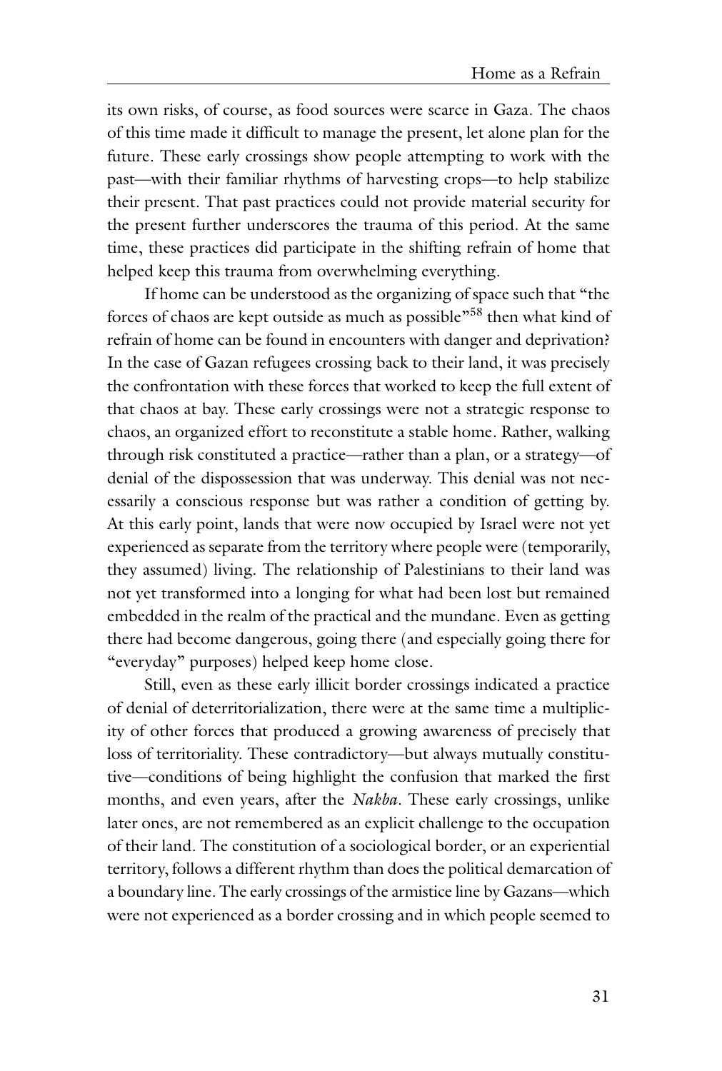its own risks, of course, as food sources were scarce in Gaza. The chaos of this time made it difficult to manage the present, let alone plan for the future. These early crossings show people attempting to work with the past—with their familiar rhythms of harvesting crops—to help stabilize their present. That past practices could not provide material security for the present further underscores the trauma of this period. At the same time, these practices did participate in the shifting refrain of home that helped keep this trauma from overwhelming everything.

If home can be understood as the organizing of space such that "the forces of chaos are kept outside as much as possible"[58] then what kind of refrain of home can be found in encounters with danger and deprivation? In the case of Gazan refugees crossing back to their land, it was precisely the confrontation with these forces that worked to keep the full extent of that chaos at bay. These early crossings were not a strategic response to chaos, an organized effort to reconstitute a stable home. Rather, walking through risk constituted a practice—rather than a plan, or a strategy—of denial of the dispossession that was underway. This denial was not necessarily a conscious response but was rather a condition of getting by. At this early point, lands that were now occupied by Israel were not yet experienced as separate from the territory where people were (temporarily, they assumed) living. The relationship of Palestinians to their land was not yet transformed into a longing for what had been lost but remained embedded in the realm of the practical and the mundane. Even as getting there had become dangerous, going there (and especially going there for "everyday" purposes) helped keep home close.

Still, even as these early illicit border crossings indicated a practice of denial of deterritorialization, there were at the same time a multiplicity of other forces that produced a growing awareness of precisely that loss of territoriality. These contradictory—but always mutually constitutive—conditions of being highlight the confusion that marked the first months, and even years, after the *Nakba*. These early crossings, unlike later ones, are not remembered as an explicit challenge to the occupation of their land. The constitution of a sociological border, or an experiential territory, follows a different rhythm than does the political demarcation of a boundary line. The early crossings of the armistice line by Gazans—which were not experienced as a border crossing and in which people seemed to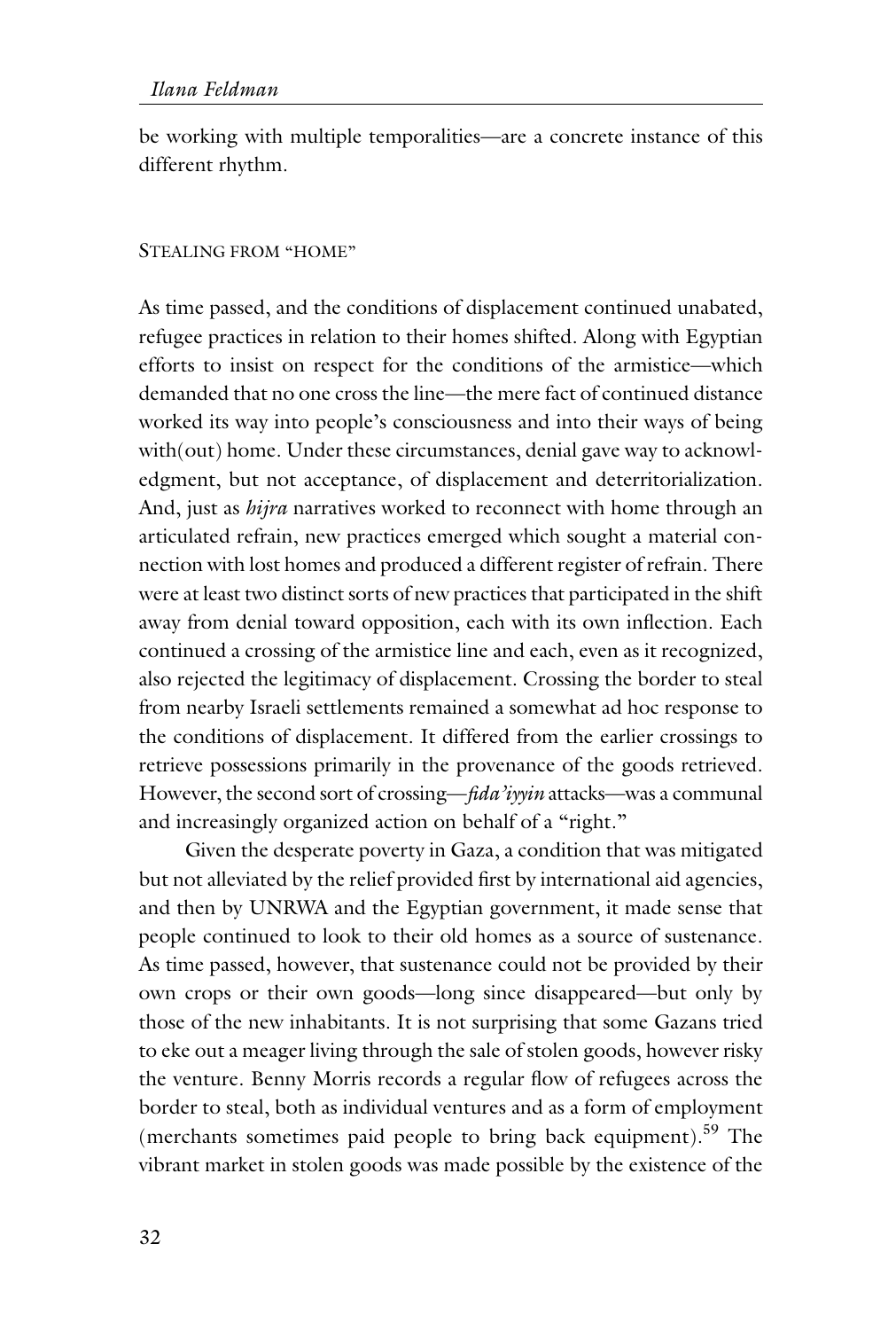be working with multiple temporalities—are a concrete instance of this different rhythm.

## Stealing from "home"

As time passed, and the conditions of displacement continued unabated, refugee practices in relation to their homes shifted. Along with Egyptian efforts to insist on respect for the conditions of the armistice—which demanded that no one cross the line—the mere fact of continued distance worked its way into people's consciousness and into their ways of being with(out) home. Under these circumstances, denial gave way to acknowledgment, but not acceptance, of displacement and deterritorialization. And, just as *hijra* narratives worked to reconnect with home through an articulated refrain, new practices emerged which sought a material connection with lost homes and produced a different register of refrain. There were at least two distinct sorts of new practices that participated in the shift away from denial toward opposition, each with its own inflection. Each continued a crossing of the armistice line and each, even as it recognized, also rejected the legitimacy of displacement. Crossing the border to steal from nearby Israeli settlements remained a somewhat ad hoc response to the conditions of displacement. It differed from the earlier crossings to retrieve possessions primarily in the provenance of the goods retrieved. However, the second sort of crossing—*fida'iyyin* attacks—was a communal and increasingly organized action on behalf of a "right."

Given the desperate poverty in Gaza, a condition that was mitigated but not alleviated by the relief provided first by international aid agencies, and then by UNRWA and the Egyptian government, it made sense that people continued to look to their old homes as a source of sustenance. As time passed, however, that sustenance could not be provided by their own crops or their own goods—long since disappeared—but only by those of the new inhabitants. It is not surprising that some Gazans tried to eke out a meager living through the sale of stolen goods, however risky the venture. Benny Morris records a regular flow of refugees across the border to steal, both as individual ventures and as a form of employment (merchants sometimes paid people to bring back equipment).[59] The vibrant market in stolen goods was made possible by the existence of the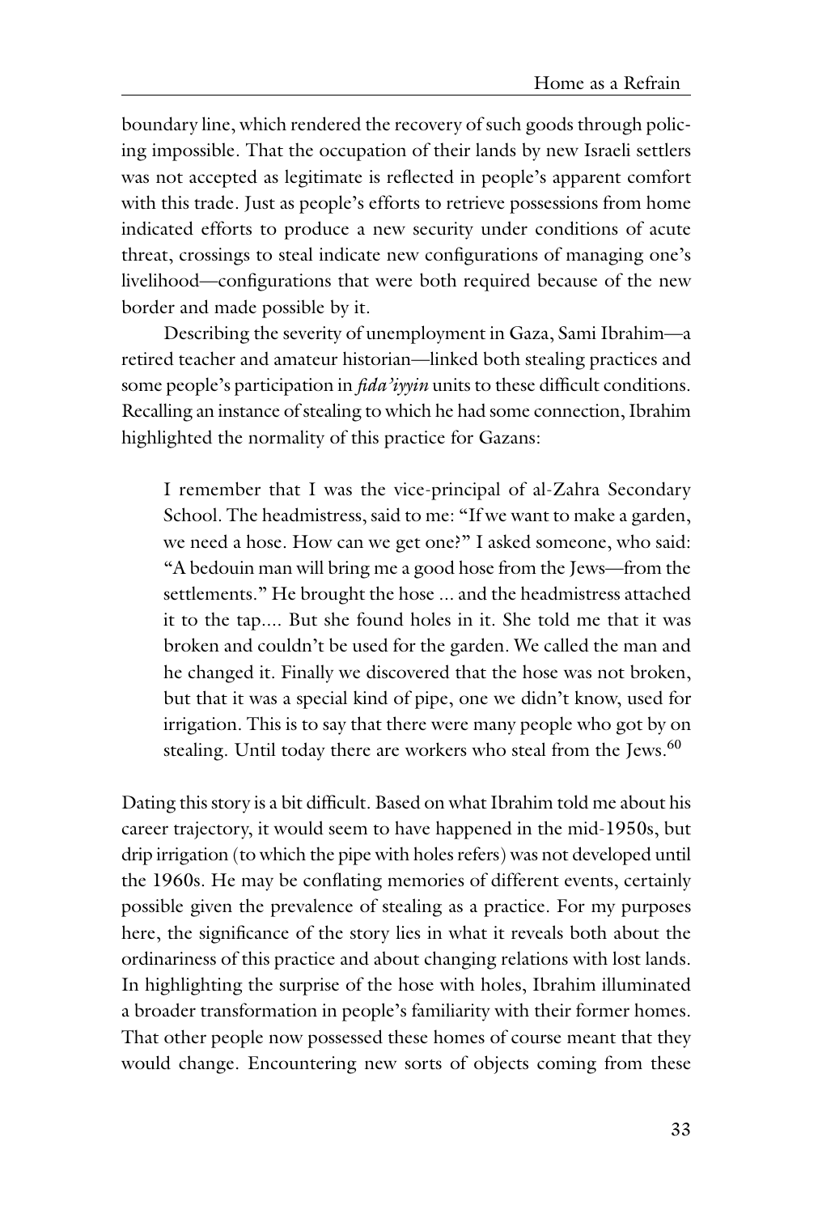boundary line, which rendered the recovery of such goods through policing impossible. That the occupation of their lands by new Israeli settlers was not accepted as legitimate is reflected in people's apparent comfort with this trade. Just as people's efforts to retrieve possessions from home indicated efforts to produce a new security under conditions of acute threat, crossings to steal indicate new configurations of managing one's livelihood—configurations that were both required because of the new border and made possible by it.

Describing the severity of unemployment in Gaza, Sami Ibrahim—a retired teacher and amateur historian—linked both stealing practices and some people's participation in *fida'iyyin* units to these difficult conditions. Recalling an instance of stealing to which he had some connection, Ibrahim highlighted the normality of this practice for Gazans:

> I remember that I was the vice-principal of al-Zahra Secondary School. The headmistress, said to me: "If we want to make a garden, we need a hose. How can we get one?" I asked someone, who said: "A bedouin man will bring me a good hose from the Jews—from the settlements." He brought the hose ... and the headmistress attached it to the tap.... But she found holes in it. She told me that it was broken and couldn't be used for the garden. We called the man and he changed it. Finally we discovered that the hose was not broken, but that it was a special kind of pipe, one we didn't know, used for irrigation. This is to say that there were many people who got by on stealing. Until today there are workers who steal from the Jews.[60]

Dating this story is a bit difficult. Based on what Ibrahim told me about his career trajectory, it would seem to have happened in the mid-1950s, but drip irrigation (to which the pipe with holes refers) was not developed until the 1960s. He may be conflating memories of different events, certainly possible given the prevalence of stealing as a practice. For my purposes here, the significance of the story lies in what it reveals both about the ordinariness of this practice and about changing relations with lost lands. In highlighting the surprise of the hose with holes, Ibrahim illuminated a broader transformation in people's familiarity with their former homes. That other people now possessed these homes of course meant that they would change. Encountering new sorts of objects coming from these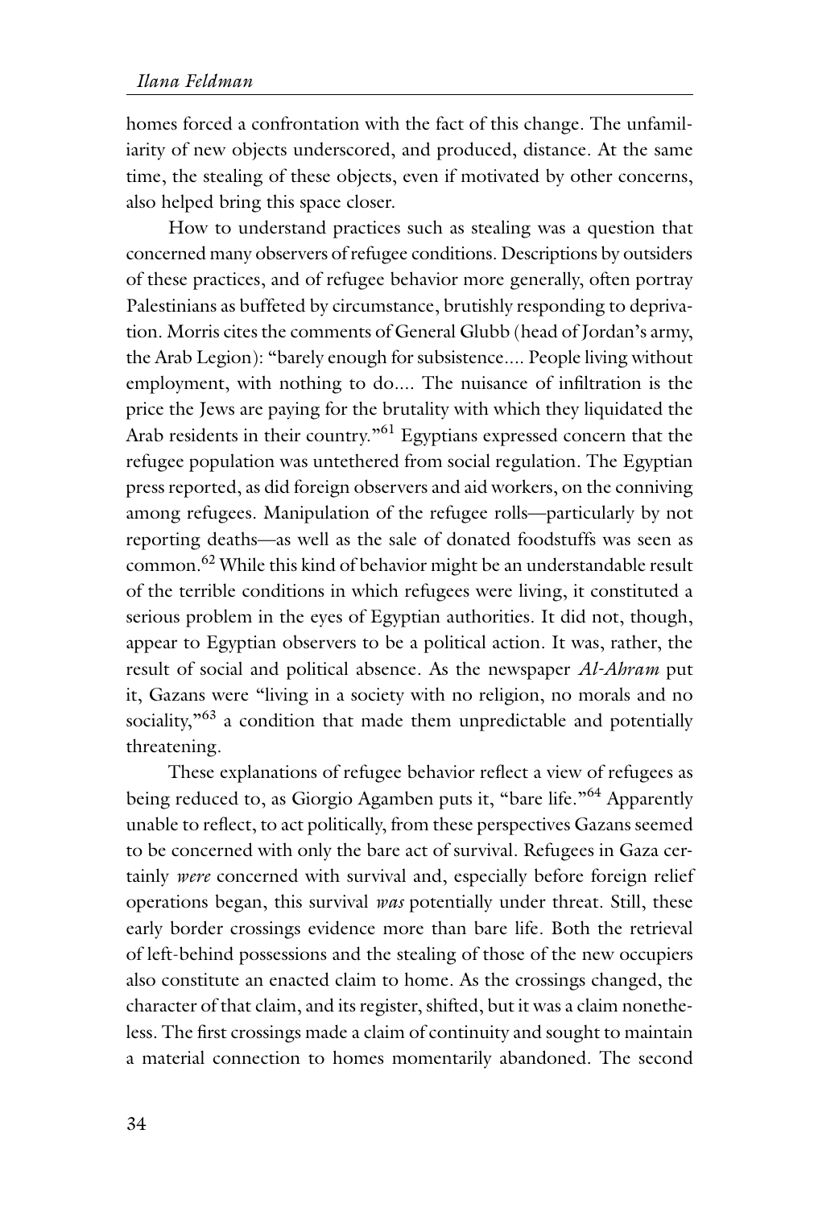homes forced a confrontation with the fact of this change. The unfamiliarity of new objects underscored, and produced, distance. At the same time, the stealing of these objects, even if motivated by other concerns, also helped bring this space closer.

How to understand practices such as stealing was a question that concerned many observers of refugee conditions. Descriptions by outsiders of these practices, and of refugee behavior more generally, often portray Palestinians as buffeted by circumstance, brutishly responding to deprivation. Morris cites the comments of General Glubb (head of Jordan's army, the Arab Legion): "barely enough for subsistence.... People living without employment, with nothing to do.... The nuisance of infiltration is the price the Jews are paying for the brutality with which they liquidated the Arab residents in their country."[61] Egyptians expressed concern that the refugee population was untethered from social regulation. The Egyptian press reported, as did foreign observers and aid workers, on the conniving among refugees. Manipulation of the refugee rolls—particularly by not reporting deaths—as well as the sale of donated foodstuffs was seen as common.[62] While this kind of behavior might be an understandable result of the terrible conditions in which refugees were living, it constituted a serious problem in the eyes of Egyptian authorities. It did not, though, appear to Egyptian observers to be a political action. It was, rather, the result of social and political absence. As the newspaper *Al-Ahram* put it, Gazans were "living in a society with no religion, no morals and no sociality,"[63] a condition that made them unpredictable and potentially threatening.

These explanations of refugee behavior reflect a view of refugees as being reduced to, as Giorgio Agamben puts it, "bare life."[64] Apparently unable to reflect, to act politically, from these perspectives Gazans seemed to be concerned with only the bare act of survival. Refugees in Gaza certainly *were* concerned with survival and, especially before foreign relief operations began, this survival *was* potentially under threat. Still, these early border crossings evidence more than bare life. Both the retrieval of left-behind possessions and the stealing of those of the new occupiers also constitute an enacted claim to home. As the crossings changed, the character of that claim, and its register, shifted, but it was a claim nonetheless. The first crossings made a claim of continuity and sought to maintain a material connection to homes momentarily abandoned. The second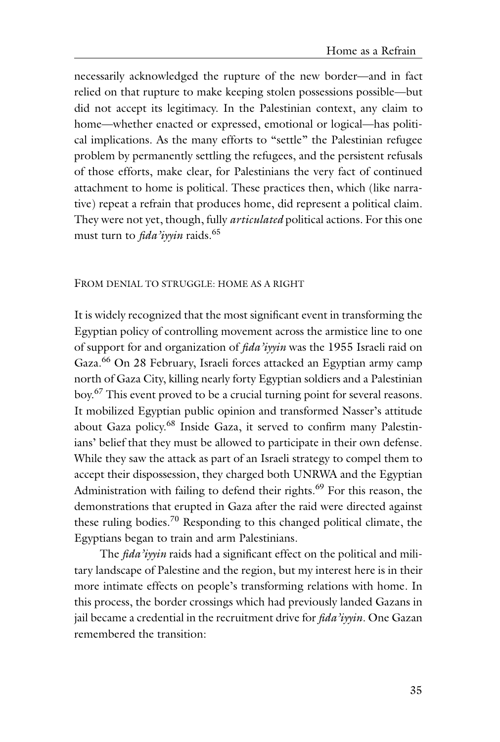necessarily acknowledged the rupture of the new border—and in fact relied on that rupture to make keeping stolen possessions possible—but did not accept its legitimacy. In the Palestinian context, any claim to home—whether enacted or expressed, emotional or logical—has political implications. As the many efforts to "settle" the Palestinian refugee problem by permanently settling the refugees, and the persistent refusals of those efforts, make clear, for Palestinians the very fact of continued attachment to home is political. These practices then, which (like narrative) repeat a refrain that produces home, did represent a political claim. They were not yet, though, fully *articulated* political actions. For this one must turn to *fida'iyyin* raids.[65]

## From denial to struggle: home as a right

It is widely recognized that the most significant event in transforming the Egyptian policy of controlling movement across the armistice line to one of support for and organization of *fida'iyyin* was the 1955 Israeli raid on Gaza.[66] On 28 February, Israeli forces attacked an Egyptian army camp north of Gaza City, killing nearly forty Egyptian soldiers and a Palestinian boy.[67] This event proved to be a crucial turning point for several reasons. It mobilized Egyptian public opinion and transformed Nasser's attitude about Gaza policy.[68] Inside Gaza, it served to confirm many Palestinians' belief that they must be allowed to participate in their own defense. While they saw the attack as part of an Israeli strategy to compel them to accept their dispossession, they charged both UNRWA and the Egyptian Administration with failing to defend their rights.[69] For this reason, the demonstrations that erupted in Gaza after the raid were directed against these ruling bodies.[70] Responding to this changed political climate, the Egyptians began to train and arm Palestinians.

The *fida'iyyin* raids had a significant effect on the political and military landscape of Palestine and the region, but my interest here is in their more intimate effects on people's transforming relations with home. In this process, the border crossings which had previously landed Gazans in jail became a credential in the recruitment drive for *fida'iyyin*. One Gazan remembered the transition: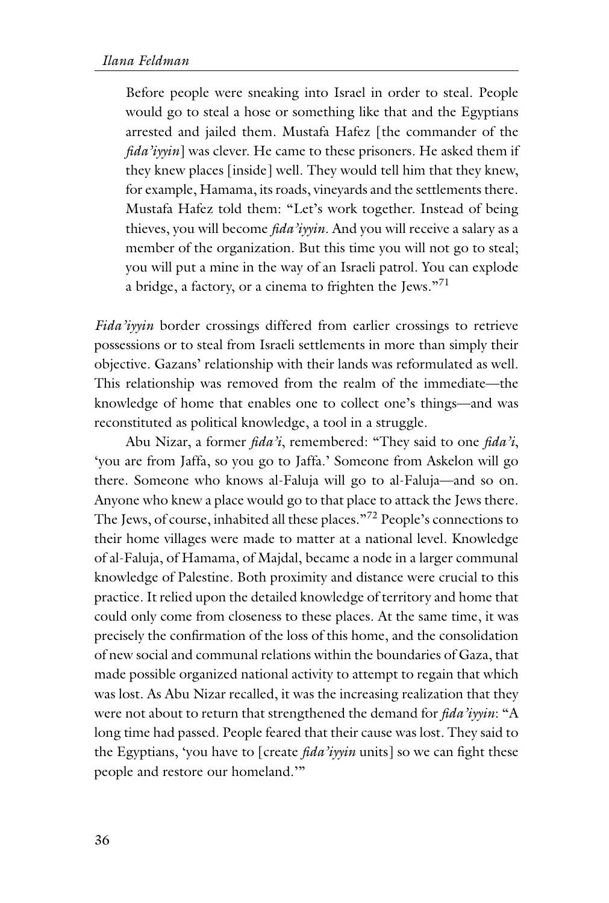> Before people were sneaking into Israel in order to steal. People would go to steal a hose or something like that and the Egyptians arrested and jailed them. Mustafa Hafez [the commander of the *fida'iyyin*] was clever. He came to these prisoners. He asked them if they knew places [inside] well. They would tell him that they knew, for example, Hamama, its roads, vineyards and the settlements there. Mustafa Hafez told them: "Let's work together. Instead of being thieves, you will become *fida'iyyin*. And you will receive a salary as a member of the organization. But this time you will not go to steal; you will put a mine in the way of an Israeli patrol. You can explode a bridge, a factory, or a cinema to frighten the Jews."[71]

*Fida'iyyin* border crossings differed from earlier crossings to retrieve possessions or to steal from Israeli settlements in more than simply their objective. Gazans' relationship with their lands was reformulated as well. This relationship was removed from the realm of the immediate—the knowledge of home that enables one to collect one's things—and was reconstituted as political knowledge, a tool in a struggle.

Abu Nizar, a former *fida'i*, remembered: "They said to one *fida'i*, 'you are from Jaffa, so you go to Jaffa.' Someone from Askelon will go there. Someone who knows al-Faluja will go to al-Faluja—and so on. Anyone who knew a place would go to that place to attack the Jews there. The Jews, of course, inhabited all these places."[72] People's connections to their home villages were made to matter at a national level. Knowledge of al-Faluja, of Hamama, of Majdal, became a node in a larger communal knowledge of Palestine. Both proximity and distance were crucial to this practice. It relied upon the detailed knowledge of territory and home that could only come from closeness to these places. At the same time, it was precisely the confirmation of the loss of this home, and the consolidation of new social and communal relations within the boundaries of Gaza, that made possible organized national activity to attempt to regain that which was lost. As Abu Nizar recalled, it was the increasing realization that they were not about to return that strengthened the demand for *fida'iyyin*: "A long time had passed. People feared that their cause was lost. They said to the Egyptians, 'you have to [create *fida'iyyin* units] so we can fight these people and restore our homeland.'"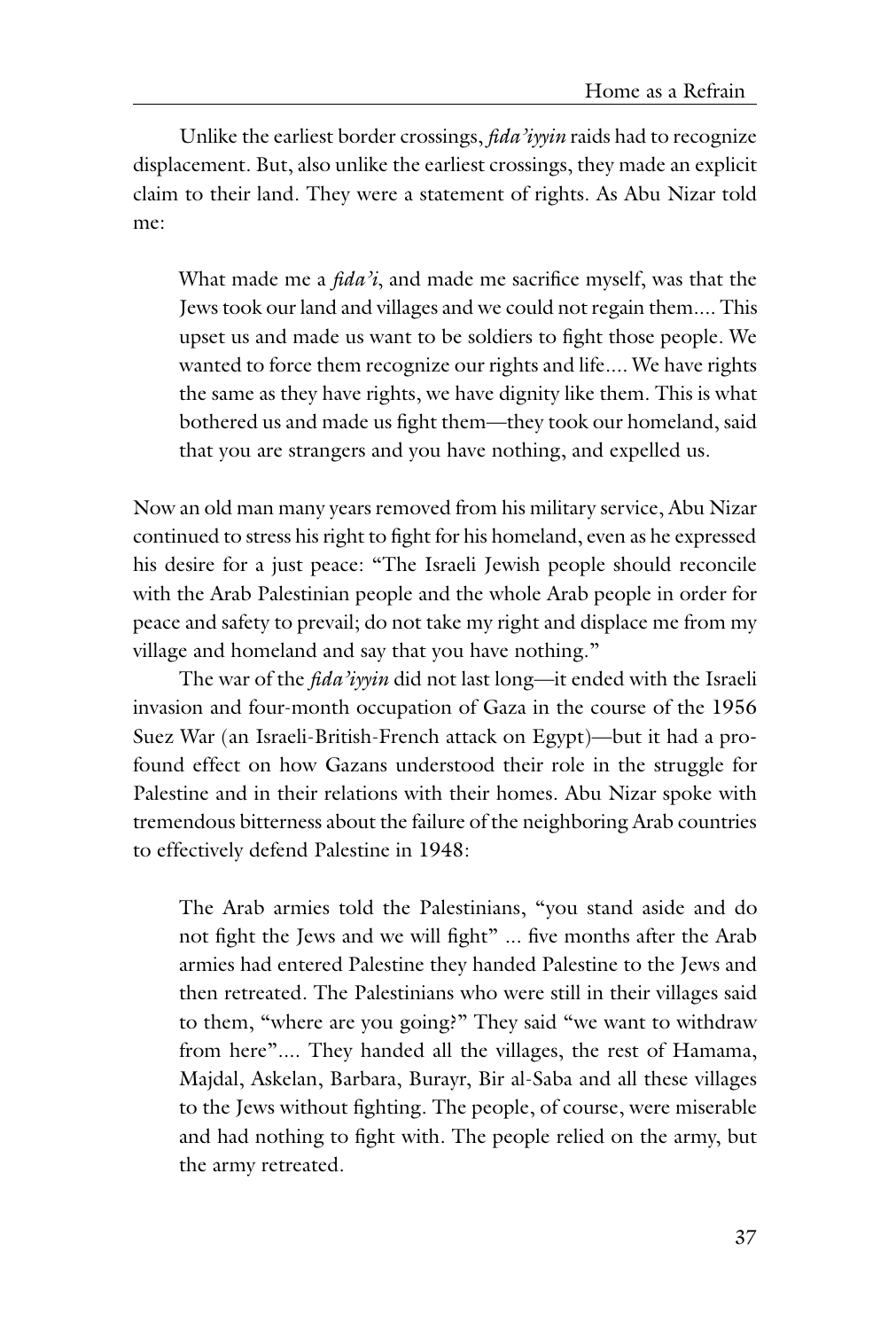Unlike the earliest border crossings, *fida'iyyin* raids had to recognize displacement. But, also unlike the earliest crossings, they made an explicit claim to their land. They were a statement of rights. As Abu Nizar told me:

> What made me a *fida'i*, and made me sacrifice myself, was that the Jews took our land and villages and we could not regain them.... This upset us and made us want to be soldiers to fight those people. We wanted to force them recognize our rights and life.... We have rights the same as they have rights, we have dignity like them. This is what bothered us and made us fight them—they took our homeland, said that you are strangers and you have nothing, and expelled us.

Now an old man many years removed from his military service, Abu Nizar continued to stress his right to fight for his homeland, even as he expressed his desire for a just peace: "The Israeli Jewish people should reconcile with the Arab Palestinian people and the whole Arab people in order for peace and safety to prevail; do not take my right and displace me from my village and homeland and say that you have nothing."

The war of the *fida'iyyin* did not last long—it ended with the Israeli invasion and four-month occupation of Gaza in the course of the 1956 Suez War (an Israeli-British-French attack on Egypt)—but it had a profound effect on how Gazans understood their role in the struggle for Palestine and in their relations with their homes. Abu Nizar spoke with tremendous bitterness about the failure of the neighboring Arab countries to effectively defend Palestine in 1948:

> The Arab armies told the Palestinians, "you stand aside and do not fight the Jews and we will fight" ... five months after the Arab armies had entered Palestine they handed Palestine to the Jews and then retreated. The Palestinians who were still in their villages said to them, "where are you going?" They said "we want to withdraw from here".... They handed all the villages, the rest of Hamama, Majdal, Askelan, Barbara, Burayr, Bir al-Saba and all these villages to the Jews without fighting. The people, of course, were miserable and had nothing to fight with. The people relied on the army, but the army retreated.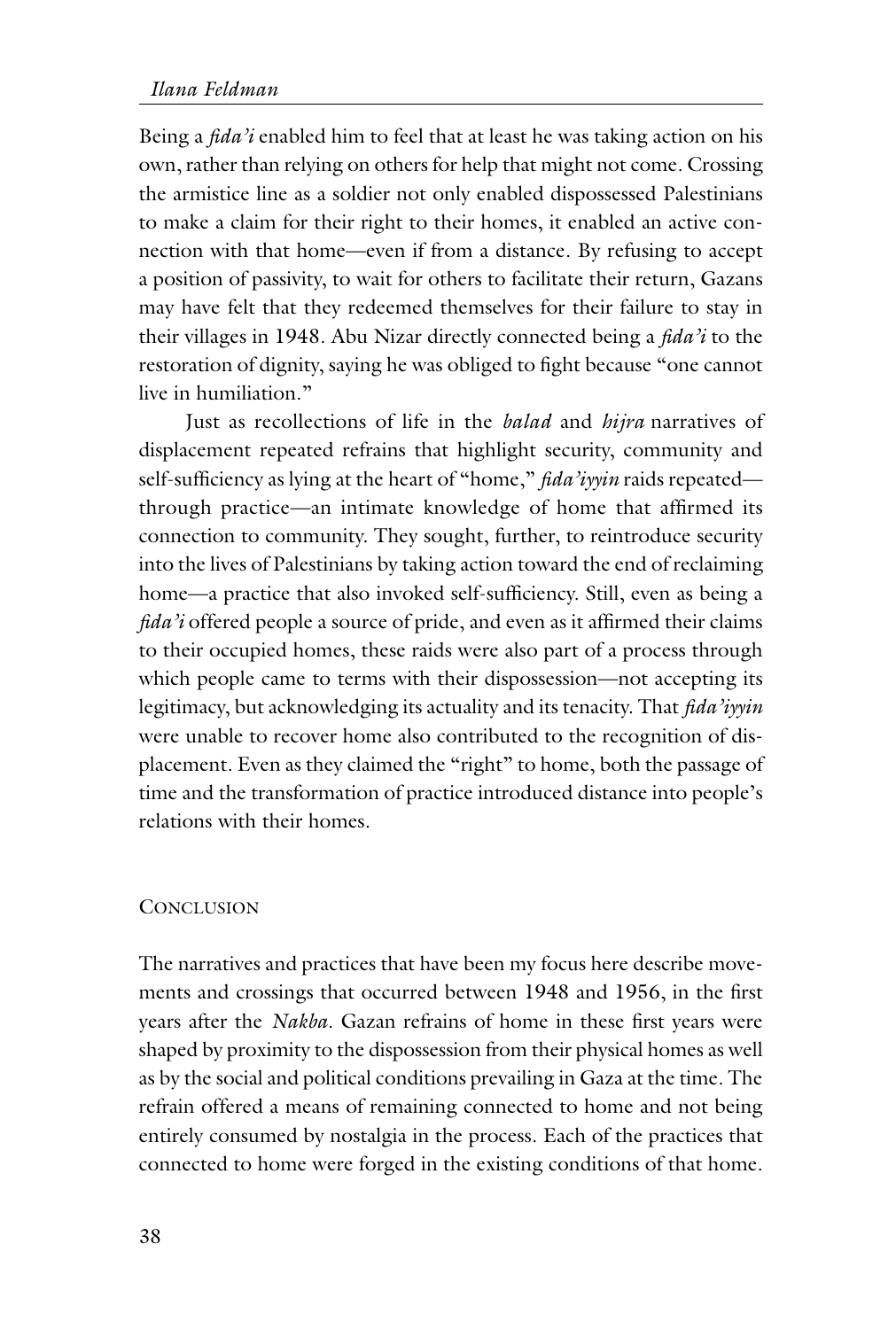Being a *fida'i* enabled him to feel that at least he was taking action on his own, rather than relying on others for help that might not come. Crossing the armistice line as a soldier not only enabled dispossessed Palestinians to make a claim for their right to their homes, it enabled an active connection with that home—even if from a distance. By refusing to accept a position of passivity, to wait for others to facilitate their return, Gazans may have felt that they redeemed themselves for their failure to stay in their villages in 1948. Abu Nizar directly connected being a *fida'i* to the restoration of dignity, saying he was obliged to fight because "one cannot live in humiliation."

Just as recollections of life in the *balad* and *hijra* narratives of displacement repeated refrains that highlight security, community and self-sufficiency as lying at the heart of "home," *fida'iyyin* raids repeated—through practice—an intimate knowledge of home that affirmed its connection to community. They sought, further, to reintroduce security into the lives of Palestinians by taking action toward the end of reclaiming home—a practice that also invoked self-sufficiency. Still, even as being a *fida'i* offered people a source of pride, and even as it affirmed their claims to their occupied homes, these raids were also part of a process through which people came to terms with their dispossession—not accepting its legitimacy, but acknowledging its actuality and its tenacity. That *fida'iyyin* were unable to recover home also contributed to the recognition of displacement. Even as they claimed the "right" to home, both the passage of time and the transformation of practice introduced distance into people's relations with their homes.

## Conclusion

The narratives and practices that have been my focus here describe movements and crossings that occurred between 1948 and 1956, in the first years after the *Nakba*. Gazan refrains of home in these first years were shaped by proximity to the dispossession from their physical homes as well as by the social and political conditions prevailing in Gaza at the time. The refrain offered a means of remaining connected to home and not being entirely consumed by nostalgia in the process. Each of the practices that connected to home were forged in the existing conditions of that home.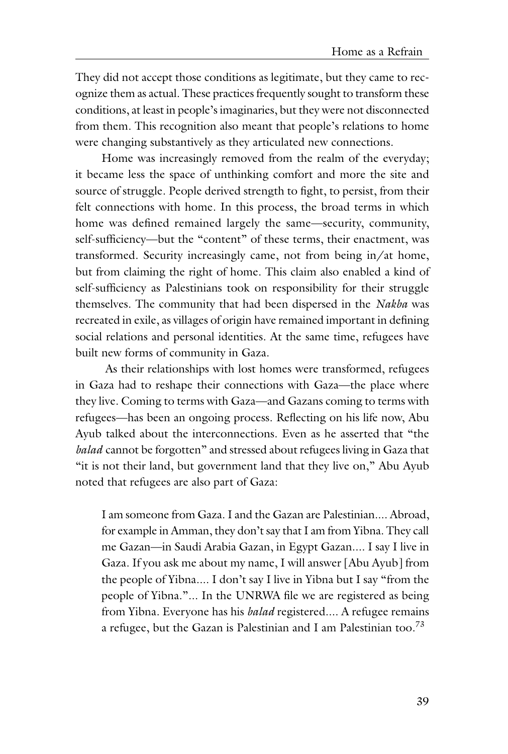They did not accept those conditions as legitimate, but they came to recognize them as actual. These practices frequently sought to transform these conditions, at least in people's imaginaries, but they were not disconnected from them. This recognition also meant that people's relations to home were changing substantively as they articulated new connections.

Home was increasingly removed from the realm of the everyday; it became less the space of unthinking comfort and more the site and source of struggle. People derived strength to fight, to persist, from their felt connections with home. In this process, the broad terms in which home was defined remained largely the same—security, community, self-sufficiency—but the "content" of these terms, their enactment, was transformed. Security increasingly came, not from being in/at home, but from claiming the right of home. This claim also enabled a kind of self-sufficiency as Palestinians took on responsibility for their struggle themselves. The community that had been dispersed in the *Nakba* was recreated in exile, as villages of origin have remained important in defining social relations and personal identities. At the same time, refugees have built new forms of community in Gaza.

As their relationships with lost homes were transformed, refugees in Gaza had to reshape their connections with Gaza—the place where they live. Coming to terms with Gaza—and Gazans coming to terms with refugees—has been an ongoing process. Reflecting on his life now, Abu Ayub talked about the interconnections. Even as he asserted that "the *balad* cannot be forgotten" and stressed about refugees living in Gaza that "it is not their land, but government land that they live on," Abu Ayub noted that refugees are also part of Gaza:

> I am someone from Gaza. I and the Gazan are Palestinian.... Abroad, for example in Amman, they don't say that I am from Yibna. They call me Gazan—in Saudi Arabia Gazan, in Egypt Gazan.... I say I live in Gaza. If you ask me about my name, I will answer [Abu Ayub] from the people of Yibna.... I don't say I live in Yibna but I say "from the people of Yibna."... In the UNRWA file we are registered as being from Yibna. Everyone has his *balad* registered.... A refugee remains a refugee, but the Gazan is Palestinian and I am Palestinian too.[73]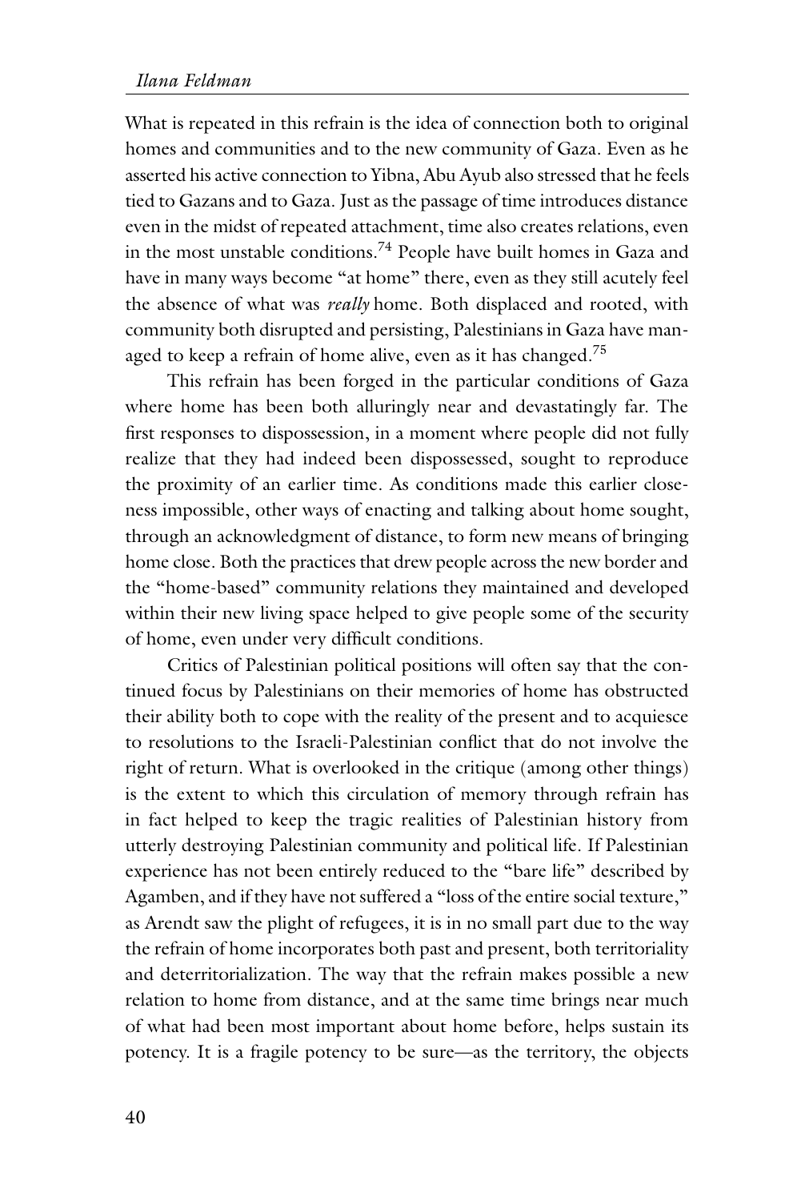What is repeated in this refrain is the idea of connection both to original homes and communities and to the new community of Gaza. Even as he asserted his active connection to Yibna, Abu Ayub also stressed that he feels tied to Gazans and to Gaza. Just as the passage of time introduces distance even in the midst of repeated attachment, time also creates relations, even in the most unstable conditions.[74] People have built homes in Gaza and have in many ways become "at home" there, even as they still acutely feel the absence of what was *really* home. Both displaced and rooted, with community both disrupted and persisting, Palestinians in Gaza have managed to keep a refrain of home alive, even as it has changed.[75]

This refrain has been forged in the particular conditions of Gaza where home has been both alluringly near and devastatingly far. The first responses to dispossession, in a moment where people did not fully realize that they had indeed been dispossessed, sought to reproduce the proximity of an earlier time. As conditions made this earlier closeness impossible, other ways of enacting and talking about home sought, through an acknowledgment of distance, to form new means of bringing home close. Both the practices that drew people across the new border and the "home-based" community relations they maintained and developed within their new living space helped to give people some of the security of home, even under very difficult conditions.

Critics of Palestinian political positions will often say that the continued focus by Palestinians on their memories of home has obstructed their ability both to cope with the reality of the present and to acquiesce to resolutions to the Israeli-Palestinian conflict that do not involve the right of return. What is overlooked in the critique (among other things) is the extent to which this circulation of memory through refrain has in fact helped to keep the tragic realities of Palestinian history from utterly destroying Palestinian community and political life. If Palestinian experience has not been entirely reduced to the "bare life" described by Agamben, and if they have not suffered a "loss of the entire social texture," as Arendt saw the plight of refugees, it is in no small part due to the way the refrain of home incorporates both past and present, both territoriality and deterritorialization. The way that the refrain makes possible a new relation to home from distance, and at the same time brings near much of what had been most important about home before, helps sustain its potency. It is a fragile potency to be sure—as the territory, the objects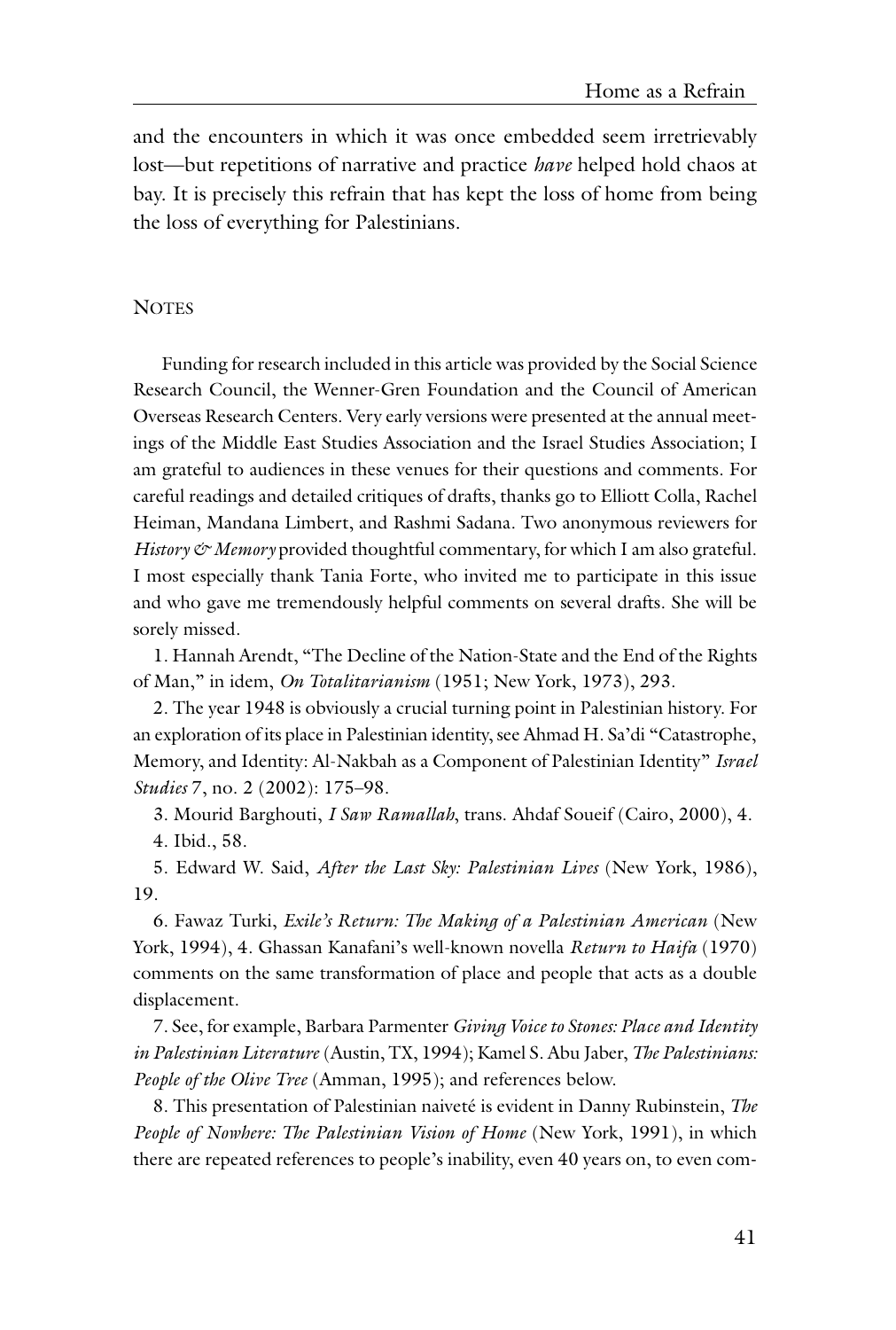and the encounters in which it was once embedded seem irretrievably lost—but repetitions of narrative and practice *have* helped hold chaos at bay. It is precisely this refrain that has kept the loss of home from being the loss of everything for Palestinians.

## Notes

Funding for research included in this article was provided by the Social Science Research Council, the Wenner-Gren Foundation and the Council of American Overseas Research Centers. Very early versions were presented at the annual meetings of the Middle East Studies Association and the Israel Studies Association; I am grateful to audiences in these venues for their questions and comments. For careful readings and detailed critiques of drafts, thanks go to Elliott Colla, Rachel Heiman, Mandana Limbert, and Rashmi Sadana. Two anonymous reviewers for *History & Memory* provided thoughtful commentary, for which I am also grateful. I most especially thank Tania Forte, who invited me to participate in this issue and who gave me tremendously helpful comments on several drafts. She will be sorely missed.

1. Hannah Arendt, "The Decline of the Nation-State and the End of the Rights of Man," in idem, *On Totalitarianism* (1951; New York, 1973), 293.

2. The year 1948 is obviously a crucial turning point in Palestinian history. For an exploration of its place in Palestinian identity, see Ahmad H. Sa'di "Catastrophe, Memory, and Identity: Al-Nakbah as a Component of Palestinian Identity" *Israel Studies* 7, no. 2 (2002): 175–98.

3. Mourid Barghouti, *I Saw Ramallah*, trans. Ahdaf Soueif (Cairo, 2000), 4.

4. Ibid., 58.

5. Edward W. Said, *After the Last Sky: Palestinian Lives* (New York, 1986), 19.

6. Fawaz Turki, *Exile's Return: The Making of a Palestinian American* (New York, 1994), 4. Ghassan Kanafani's well-known novella *Return to Haifa* (1970) comments on the same transformation of place and people that acts as a double displacement.

7. See, for example, Barbara Parmenter *Giving Voice to Stones: Place and Identity in Palestinian Literature* (Austin, TX, 1994); Kamel S. Abu Jaber, *The Palestinians: People of the Olive Tree* (Amman, 1995); and references below.

8. This presentation of Palestinian naiveté is evident in Danny Rubinstein, *The People of Nowhere: The Palestinian Vision of Home* (New York, 1991), in which there are repeated references to people's inability, even 40 years on, to even com-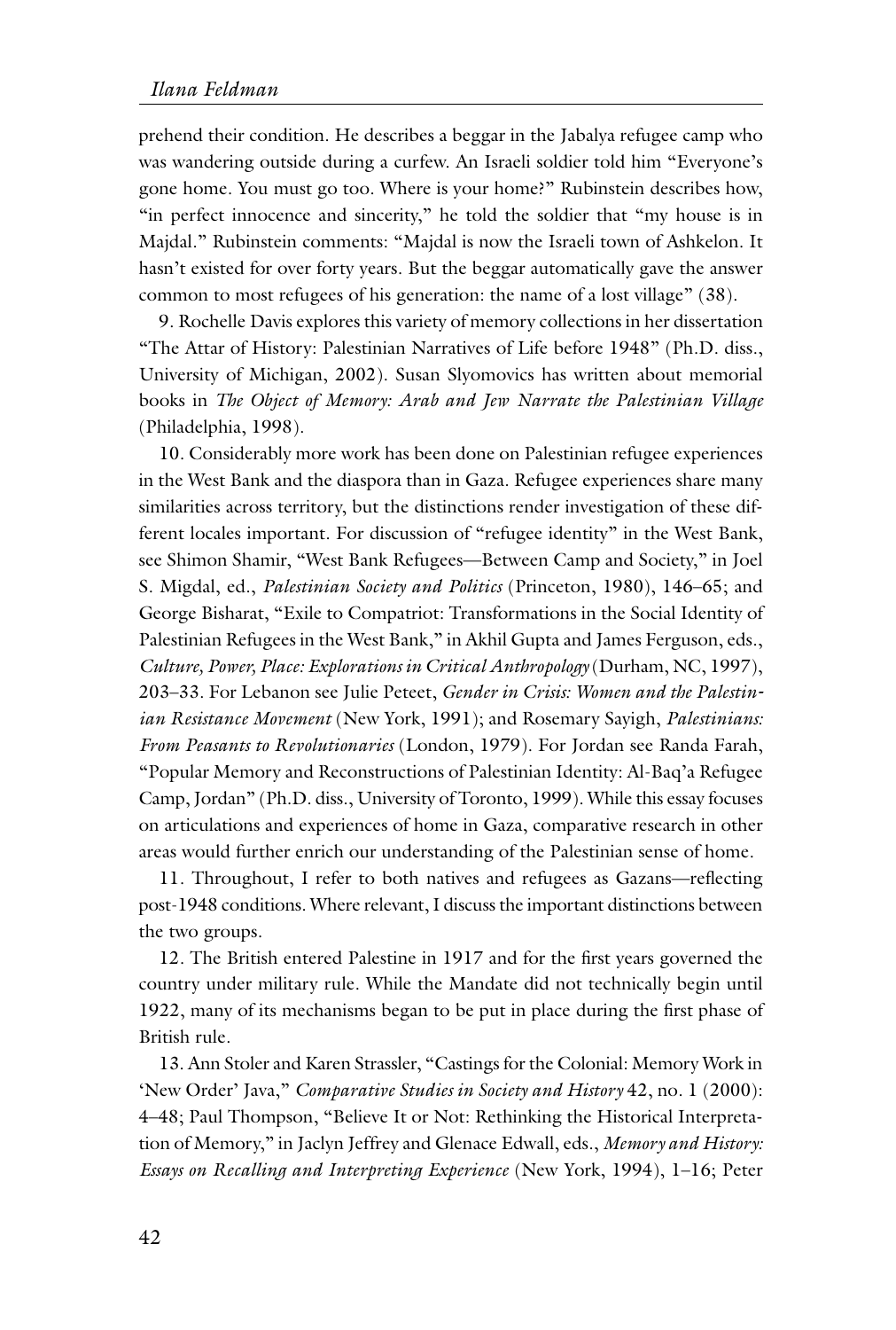prehend their condition. He describes a beggar in the Jabalya refugee camp who was wandering outside during a curfew. An Israeli soldier told him "Everyone's gone home. You must go too. Where is your home?" Rubinstein describes how, "in perfect innocence and sincerity," he told the soldier that "my house is in Majdal." Rubinstein comments: "Majdal is now the Israeli town of Ashkelon. It hasn't existed for over forty years. But the beggar automatically gave the answer common to most refugees of his generation: the name of a lost village" (38).

9. Rochelle Davis explores this variety of memory collections in her dissertation "The Attar of History: Palestinian Narratives of Life before 1948" (Ph.D. diss., University of Michigan, 2002). Susan Slyomovics has written about memorial books in *The Object of Memory: Arab and Jew Narrate the Palestinian Village* (Philadelphia, 1998).

10. Considerably more work has been done on Palestinian refugee experiences in the West Bank and the diaspora than in Gaza. Refugee experiences share many similarities across territory, but the distinctions render investigation of these different locales important. For discussion of "refugee identity" in the West Bank, see Shimon Shamir, "West Bank Refugees—Between Camp and Society," in Joel S. Migdal, ed., *Palestinian Society and Politics* (Princeton, 1980), 146–65; and George Bisharat, "Exile to Compatriot: Transformations in the Social Identity of Palestinian Refugees in the West Bank," in Akhil Gupta and James Ferguson, eds., *Culture, Power, Place: Explorations in Critical Anthropology* (Durham, NC, 1997), 203–33. For Lebanon see Julie Peteet, *Gender in Crisis: Women and the Palestinian Resistance Movement* (New York, 1991); and Rosemary Sayigh, *Palestinians: From Peasants to Revolutionaries* (London, 1979). For Jordan see Randa Farah, "Popular Memory and Reconstructions of Palestinian Identity: Al-Baq'a Refugee Camp, Jordan" (Ph.D. diss., University of Toronto, 1999). While this essay focuses on articulations and experiences of home in Gaza, comparative research in other areas would further enrich our understanding of the Palestinian sense of home.

11. Throughout, I refer to both natives and refugees as Gazans—reflecting post-1948 conditions. Where relevant, I discuss the important distinctions between the two groups.

12. The British entered Palestine in 1917 and for the first years governed the country under military rule. While the Mandate did not technically begin until 1922, many of its mechanisms began to be put in place during the first phase of British rule.

13. Ann Stoler and Karen Strassler, "Castings for the Colonial: Memory Work in 'New Order' Java," *Comparative Studies in Society and History* 42, no. 1 (2000): 4–48; Paul Thompson, "Believe It or Not: Rethinking the Historical Interpretation of Memory," in Jaclyn Jeffrey and Glenace Edwall, eds., *Memory and History: Essays on Recalling and Interpreting Experience* (New York, 1994), 1–16; Peter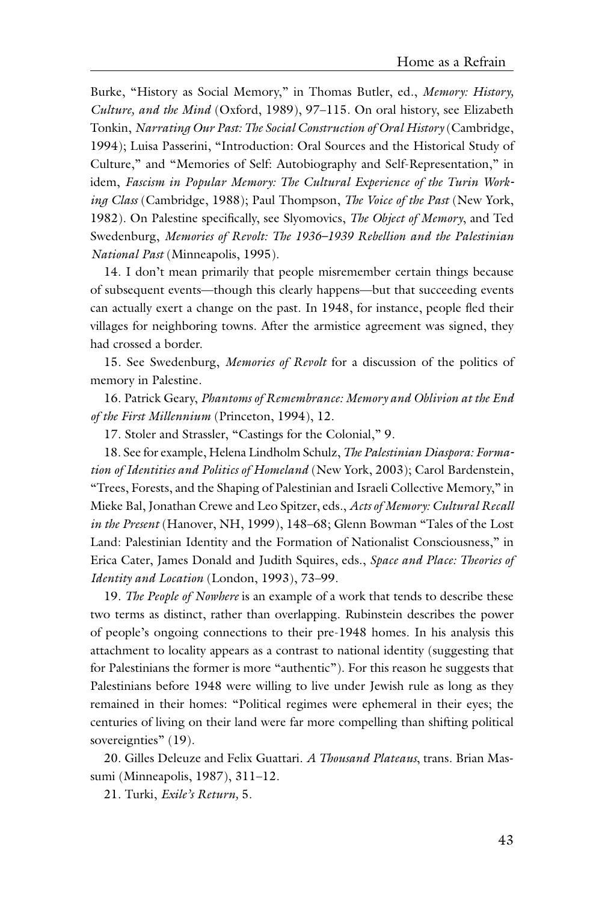Burke, "History as Social Memory," in Thomas Butler, ed., *Memory: History, Culture, and the Mind* (Oxford, 1989), 97–115. On oral history, see Elizabeth Tonkin, *Narrating Our Past: The Social Construction of Oral History* (Cambridge, 1994); Luisa Passerini, "Introduction: Oral Sources and the Historical Study of Culture," and "Memories of Self: Autobiography and Self-Representation," in idem, *Fascism in Popular Memory: The Cultural Experience of the Turin Working Class* (Cambridge, 1988); Paul Thompson, *The Voice of the Past* (New York, 1982). On Palestine specifically, see Slyomovics, *The Object of Memory*, and Ted Swedenburg, *Memories of Revolt: The 1936–1939 Rebellion and the Palestinian National Past* (Minneapolis, 1995).

14. I don't mean primarily that people misremember certain things because of subsequent events—though this clearly happens—but that succeeding events can actually exert a change on the past. In 1948, for instance, people fled their villages for neighboring towns. After the armistice agreement was signed, they had crossed a border.

15. See Swedenburg, *Memories of Revolt* for a discussion of the politics of memory in Palestine.

16. Patrick Geary, *Phantoms of Remembrance: Memory and Oblivion at the End of the First Millennium* (Princeton, 1994), 12.

17. Stoler and Strassler, "Castings for the Colonial," 9.

18. See for example, Helena Lindholm Schulz, *The Palestinian Diaspora: Formation of Identities and Politics of Homeland* (New York, 2003); Carol Bardenstein, "Trees, Forests, and the Shaping of Palestinian and Israeli Collective Memory," in Mieke Bal, Jonathan Crewe and Leo Spitzer, eds., *Acts of Memory: Cultural Recall in the Present* (Hanover, NH, 1999), 148–68; Glenn Bowman "Tales of the Lost Land: Palestinian Identity and the Formation of Nationalist Consciousness," in Erica Cater, James Donald and Judith Squires, eds., *Space and Place: Theories of Identity and Location* (London, 1993), 73–99.

19. *The People of Nowhere* is an example of a work that tends to describe these two terms as distinct, rather than overlapping. Rubinstein describes the power of people's ongoing connections to their pre-1948 homes. In his analysis this attachment to locality appears as a contrast to national identity (suggesting that for Palestinians the former is more "authentic"). For this reason he suggests that Palestinians before 1948 were willing to live under Jewish rule as long as they remained in their homes: "Political regimes were ephemeral in their eyes; the centuries of living on their land were far more compelling than shifting political sovereignties" (19).

20. Gilles Deleuze and Felix Guattari. *A Thousand Plateaus*, trans. Brian Massumi (Minneapolis, 1987), 311–12.

21. Turki, *Exile's Return,* 5.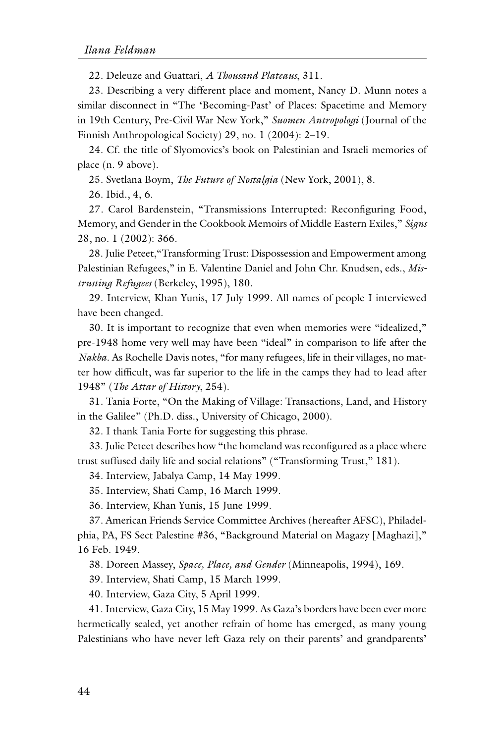22. Deleuze and Guattari, *A Thousand Plateaus*, 311.

23. Describing a very different place and moment, Nancy D. Munn notes a similar disconnect in "The 'Becoming-Past' of Places: Spacetime and Memory in 19th Century, Pre-Civil War New York," *Suomen Antropologi* (Journal of the Finnish Anthropological Society) 29, no. 1 (2004): 2–19.

24. Cf. the title of Slyomovics's book on Palestinian and Israeli memories of place (n. 9 above).

25. Svetlana Boym, *The Future of Nostalgia* (New York, 2001), 8.

26. Ibid., 4, 6.

27. Carol Bardenstein, "Transmissions Interrupted: Reconfiguring Food, Memory, and Gender in the Cookbook Memoirs of Middle Eastern Exiles," *Signs* 28, no. 1 (2002): 366.

28. Julie Peteet,"Transforming Trust: Dispossession and Empowerment among Palestinian Refugees," in E. Valentine Daniel and John Chr. Knudsen, eds., *Mistrusting Refugees* (Berkeley, 1995), 180.

29. Interview, Khan Yunis, 17 July 1999. All names of people I interviewed have been changed.

30. It is important to recognize that even when memories were "idealized," pre-1948 home very well may have been "ideal" in comparison to life after the *Nakba*. As Rochelle Davis notes, "for many refugees, life in their villages, no matter how difficult, was far superior to the life in the camps they had to lead after 1948" (*The Attar of History*, 254).

31. Tania Forte, "On the Making of Village: Transactions, Land, and History in the Galilee" (Ph.D. diss., University of Chicago, 2000).

32. I thank Tania Forte for suggesting this phrase.

33. Julie Peteet describes how "the homeland was reconfigured as a place where trust suffused daily life and social relations" ("Transforming Trust," 181).

34. Interview, Jabalya Camp, 14 May 1999.

35. Interview, Shati Camp, 16 March 1999.

36. Interview, Khan Yunis, 15 June 1999.

37. American Friends Service Committee Archives (hereafter AFSC), Philadelphia, PA, FS Sect Palestine #36, "Background Material on Magazy [Maghazi]," 16 Feb. 1949.

38. Doreen Massey, *Space, Place, and Gender* (Minneapolis, 1994), 169.

39. Interview, Shati Camp, 15 March 1999.

40. Interview, Gaza City, 5 April 1999.

41. Interview, Gaza City, 15 May 1999. As Gaza's borders have been ever more hermetically sealed, yet another refrain of home has emerged, as many young Palestinians who have never left Gaza rely on their parents' and grandparents'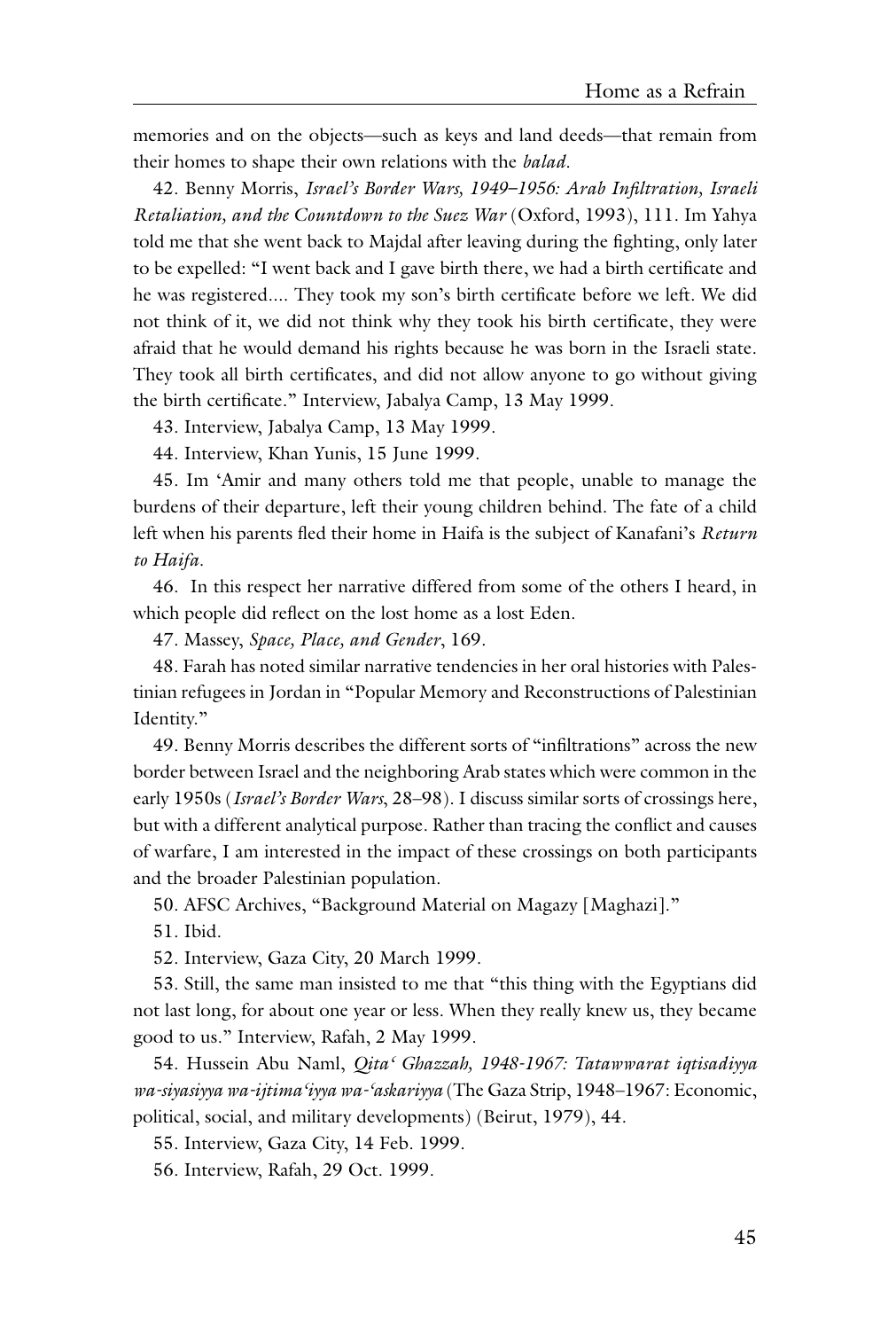memories and on the objects—such as keys and land deeds—that remain from their homes to shape their own relations with the *balad*.

42. Benny Morris, *Israel's Border Wars, 1949–1956: Arab Infiltration, Israeli Retaliation, and the Countdown to the Suez War* (Oxford, 1993), 111. Im Yahya told me that she went back to Majdal after leaving during the fighting, only later to be expelled: "I went back and I gave birth there, we had a birth certificate and he was registered.... They took my son's birth certificate before we left. We did not think of it, we did not think why they took his birth certificate, they were afraid that he would demand his rights because he was born in the Israeli state. They took all birth certificates, and did not allow anyone to go without giving the birth certificate." Interview, Jabalya Camp, 13 May 1999.

43. Interview, Jabalya Camp, 13 May 1999.

44. Interview, Khan Yunis, 15 June 1999.

45. Im 'Amir and many others told me that people, unable to manage the burdens of their departure, left their young children behind. The fate of a child left when his parents fled their home in Haifa is the subject of Kanafani's *Return to Haifa*.

46. In this respect her narrative differed from some of the others I heard, in which people did reflect on the lost home as a lost Eden.

47. Massey, *Space, Place, and Gender*, 169.

48. Farah has noted similar narrative tendencies in her oral histories with Palestinian refugees in Jordan in "Popular Memory and Reconstructions of Palestinian Identity."

49. Benny Morris describes the different sorts of "infiltrations" across the new border between Israel and the neighboring Arab states which were common in the early 1950s (*Israel's Border Wars*, 28–98). I discuss similar sorts of crossings here, but with a different analytical purpose. Rather than tracing the conflict and causes of warfare, I am interested in the impact of these crossings on both participants and the broader Palestinian population.

50. AFSC Archives, "Background Material on Magazy [Maghazi]."

51. Ibid.

52. Interview, Gaza City, 20 March 1999.

53. Still, the same man insisted to me that "this thing with the Egyptians did not last long, for about one year or less. When they really knew us, they became good to us." Interview, Rafah, 2 May 1999.

54. Hussein Abu Naml, *Qita' Ghazzah, 1948-1967: Tatawwarat iqtisadiyya wa-siyasiyya wa-ijtima'iyya wa-'askariyya* (The Gaza Strip, 1948–1967: Economic, political, social, and military developments) (Beirut, 1979), 44.

55. Interview, Gaza City, 14 Feb. 1999.

56. Interview, Rafah, 29 Oct. 1999.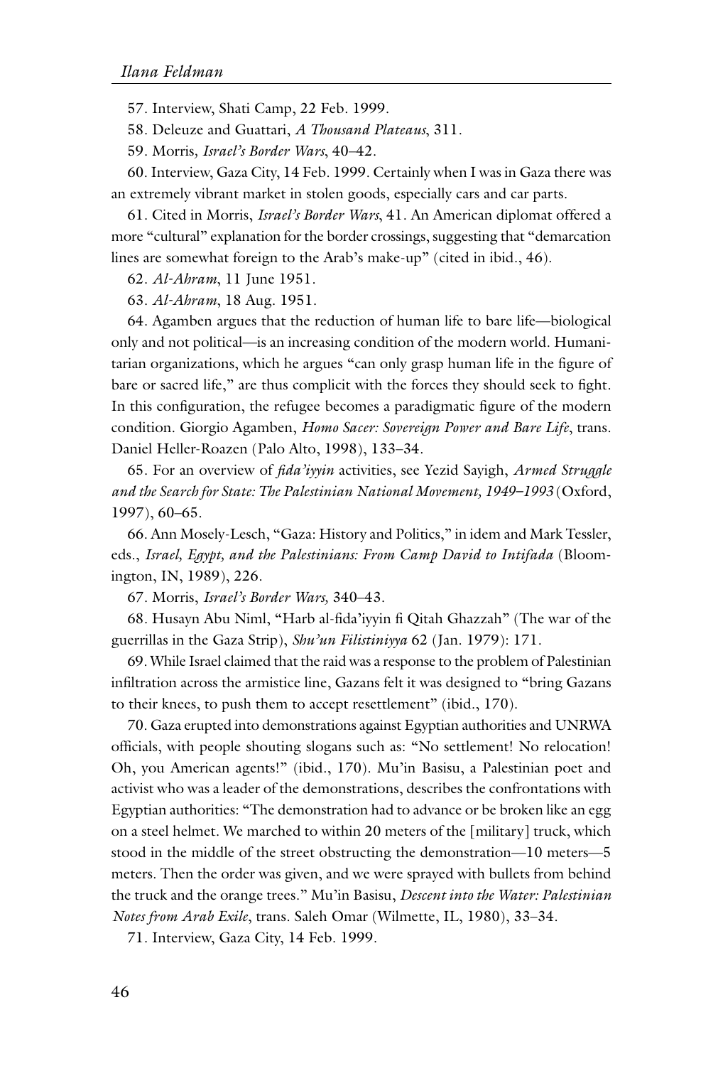57. Interview, Shati Camp, 22 Feb. 1999.

58. Deleuze and Guattari, *A Thousand Plateaus*, 311.

59. Morris, *Israel's Border Wars*, 40–42.

60. Interview, Gaza City, 14 Feb. 1999. Certainly when I was in Gaza there was an extremely vibrant market in stolen goods, especially cars and car parts.

61. Cited in Morris, *Israel's Border Wars*, 41. An American diplomat offered a more "cultural" explanation for the border crossings, suggesting that "demarcation lines are somewhat foreign to the Arab's make-up" (cited in ibid., 46).

62. *Al-Ahram*, 11 June 1951.

63. *Al-Ahram*, 18 Aug. 1951.

64. Agamben argues that the reduction of human life to bare life—biological only and not political—is an increasing condition of the modern world. Humanitarian organizations, which he argues "can only grasp human life in the figure of bare or sacred life," are thus complicit with the forces they should seek to fight. In this configuration, the refugee becomes a paradigmatic figure of the modern condition. Giorgio Agamben, *Homo Sacer: Sovereign Power and Bare Life*, trans. Daniel Heller-Roazen (Palo Alto, 1998), 133–34.

65. For an overview of *fida'iyyin* activities, see Yezid Sayigh, *Armed Struggle and the Search for State: The Palestinian National Movement, 1949–1993* (Oxford, 1997), 60–65.

66. Ann Mosely-Lesch, "Gaza: History and Politics," in idem and Mark Tessler, eds., *Israel, Egypt, and the Palestinians: From Camp David to Intifada* (Bloomington, IN, 1989), 226.

67. Morris, *Israel's Border Wars,* 340–43.

68. Husayn Abu Niml, "Harb al-fida'iyyin fi Qitah Ghazzah" (The war of the guerrillas in the Gaza Strip), *Shu'un Filistiniyya* 62 (Jan. 1979): 171.

69. While Israel claimed that the raid was a response to the problem of Palestinian infiltration across the armistice line, Gazans felt it was designed to "bring Gazans to their knees, to push them to accept resettlement" (ibid., 170).

70. Gaza erupted into demonstrations against Egyptian authorities and UNRWA officials, with people shouting slogans such as: "No settlement! No relocation! Oh, you American agents!" (ibid., 170). Mu'in Basisu, a Palestinian poet and activist who was a leader of the demonstrations, describes the confrontations with Egyptian authorities: "The demonstration had to advance or be broken like an egg on a steel helmet. We marched to within 20 meters of the [military] truck, which stood in the middle of the street obstructing the demonstration—10 meters—5 meters. Then the order was given, and we were sprayed with bullets from behind the truck and the orange trees." Mu'in Basisu, *Descent into the Water: Palestinian Notes from Arab Exile*, trans. Saleh Omar (Wilmette, IL, 1980), 33–34.

71. Interview, Gaza City, 14 Feb. 1999.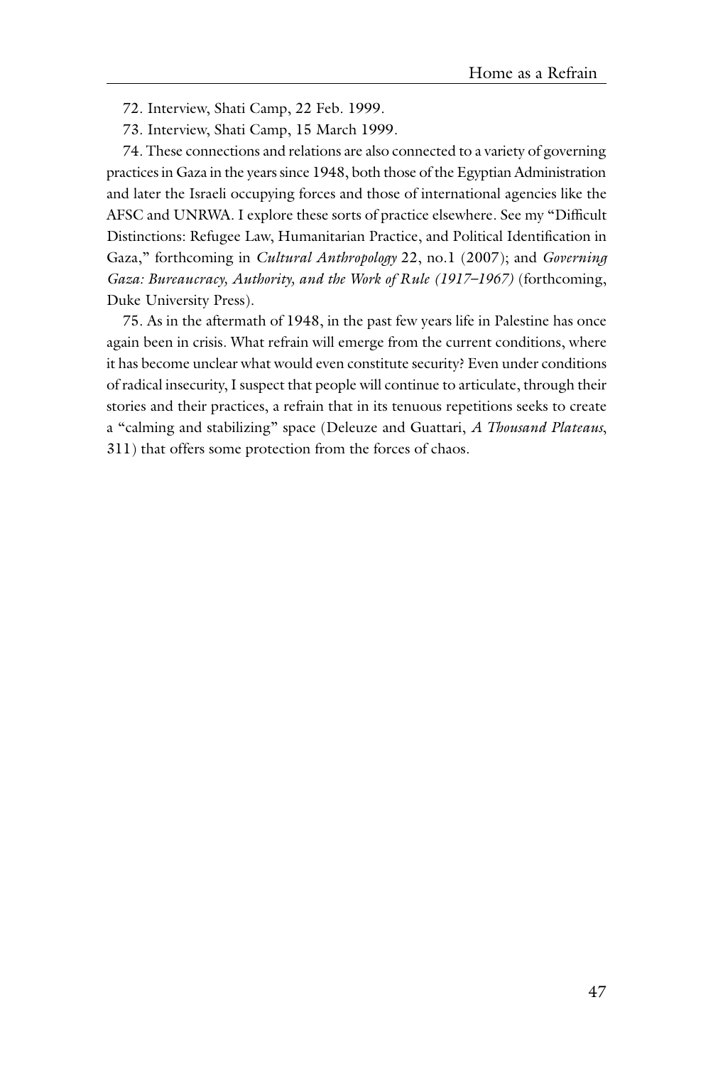72. Interview, Shati Camp, 22 Feb. 1999.

73. Interview, Shati Camp, 15 March 1999.

74. These connections and relations are also connected to a variety of governing practices in Gaza in the years since 1948, both those of the Egyptian Administration and later the Israeli occupying forces and those of international agencies like the AFSC and UNRWA. I explore these sorts of practice elsewhere. See my "Difficult Distinctions: Refugee Law, Humanitarian Practice, and Political Identification in Gaza," forthcoming in *Cultural Anthropology* 22, no.1 (2007); and *Governing Gaza: Bureaucracy, Authority, and the Work of Rule (1917–1967)* (forthcoming, Duke University Press).

75. As in the aftermath of 1948, in the past few years life in Palestine has once again been in crisis. What refrain will emerge from the current conditions, where it has become unclear what would even constitute security? Even under conditions of radical insecurity, I suspect that people will continue to articulate, through their stories and their practices, a refrain that in its tenuous repetitions seeks to create a "calming and stabilizing" space (Deleuze and Guattari, *A Thousand Plateaus*, 311) that offers some protection from the forces of chaos.